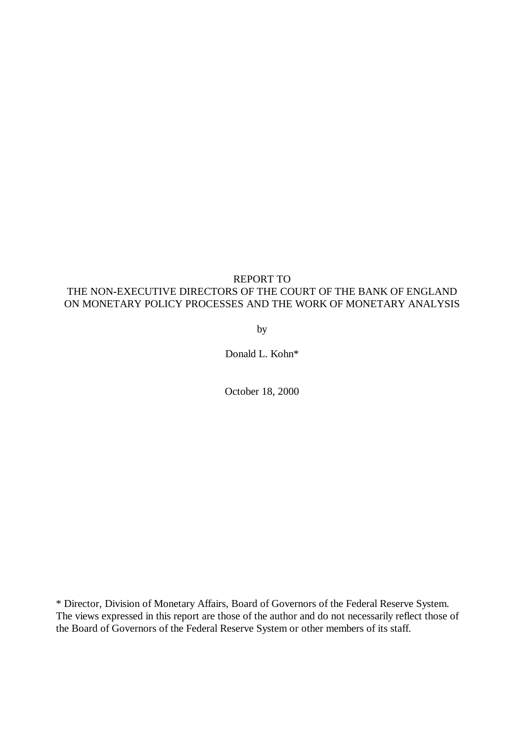REPORT TO
THE NON-EXECUTIVE DIRECTORS OF THE COURT OF THE BANK OF ENGLAND
ON MONETARY POLICY PROCESSES AND THE WORK OF MONETARY ANALYSIS

by

Donald L. Kohn*

October 18, 2000

* Director, Division of Monetary Affairs, Board of Governors of the Federal Reserve System. The views expressed in this report are those of the author and do not necessarily reflect those of the Board of Governors of the Federal Reserve System or other members of its staff.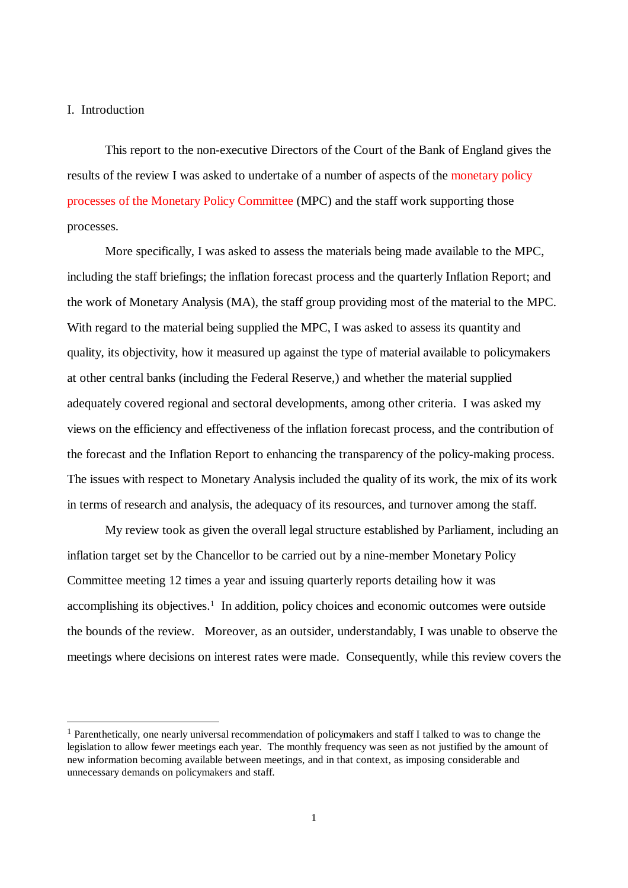# I. Introduction

This report to the non-executive Directors of the Court of the Bank of England gives the results of the review I was asked to undertake of a number of aspects of the monetary policy processes of the Monetary Policy Committee (MPC) and the staff work supporting those processes.

More specifically, I was asked to assess the materials being made available to the MPC, including the staff briefings; the inflation forecast process and the quarterly Inflation Report; and the work of Monetary Analysis (MA), the staff group providing most of the material to the MPC. With regard to the material being supplied the MPC, I was asked to assess its quantity and quality, its objectivity, how it measured up against the type of material available to policymakers at other central banks (including the Federal Reserve,) and whether the material supplied adequately covered regional and sectoral developments, among other criteria. I was asked my views on the efficiency and effectiveness of the inflation forecast process, and the contribution of the forecast and the Inflation Report to enhancing the transparency of the policy-making process. The issues with respect to Monetary Analysis included the quality of its work, the mix of its work in terms of research and analysis, the adequacy of its resources, and turnover among the staff.

My review took as given the overall legal structure established by Parliament, including an inflation target set by the Chancellor to be carried out by a nine-member Monetary Policy Committee meeting 12 times a year and issuing quarterly reports detailing how it was accomplishing its objectives.[1] In addition, policy choices and economic outcomes were outside the bounds of the review. Moreover, as an outsider, understandably, I was unable to observe the meetings where decisions on interest rates were made. Consequently, while this review covers the

[1] Parenthetically, one nearly universal recommendation of policymakers and staff I talked to was to change the legislation to allow fewer meetings each year. The monthly frequency was seen as not justified by the amount of new information becoming available between meetings, and in that context, as imposing considerable and unnecessary demands on policymakers and staff.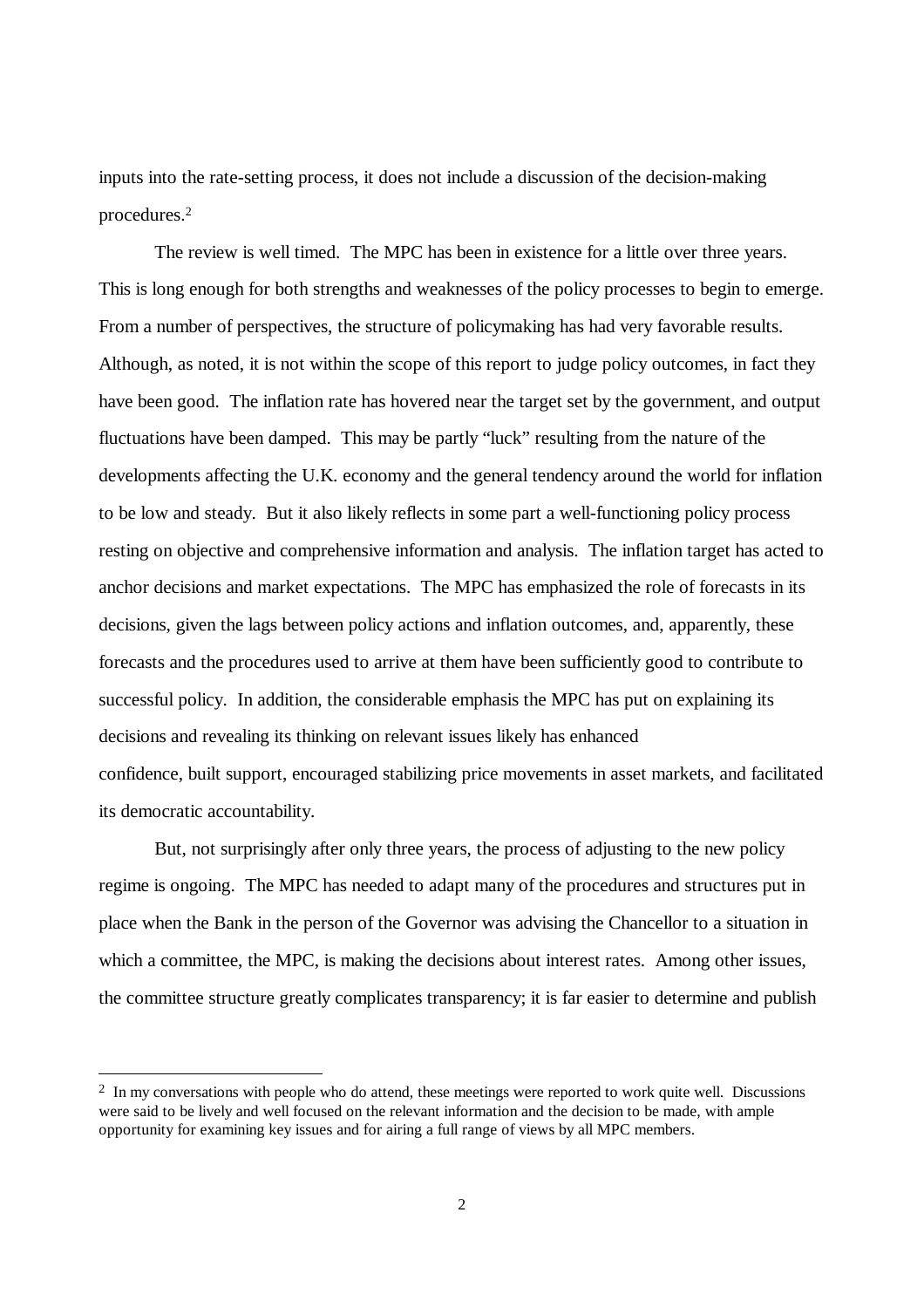inputs into the rate-setting process, it does not include a discussion of the decision-making procedures.[2]

The review is well timed. The MPC has been in existence for a little over three years. This is long enough for both strengths and weaknesses of the policy processes to begin to emerge. From a number of perspectives, the structure of policymaking has had very favorable results. Although, as noted, it is not within the scope of this report to judge policy outcomes, in fact they have been good. The inflation rate has hovered near the target set by the government, and output fluctuations have been damped. This may be partly "luck" resulting from the nature of the developments affecting the U.K. economy and the general tendency around the world for inflation to be low and steady. But it also likely reflects in some part a well-functioning policy process resting on objective and comprehensive information and analysis. The inflation target has acted to anchor decisions and market expectations. The MPC has emphasized the role of forecasts in its decisions, given the lags between policy actions and inflation outcomes, and, apparently, these forecasts and the procedures used to arrive at them have been sufficiently good to contribute to successful policy. In addition, the considerable emphasis the MPC has put on explaining its decisions and revealing its thinking on relevant issues likely has enhanced confidence, built support, encouraged stabilizing price movements in asset markets, and facilitated its democratic accountability.

But, not surprisingly after only three years, the process of adjusting to the new policy regime is ongoing. The MPC has needed to adapt many of the procedures and structures put in place when the Bank in the person of the Governor was advising the Chancellor to a situation in which a committee, the MPC, is making the decisions about interest rates. Among other issues, the committee structure greatly complicates transparency; it is far easier to determine and publish

---

[2] In my conversations with people who do attend, these meetings were reported to work quite well. Discussions were said to be lively and well focused on the relevant information and the decision to be made, with ample opportunity for examining key issues and for airing a full range of views by all MPC members.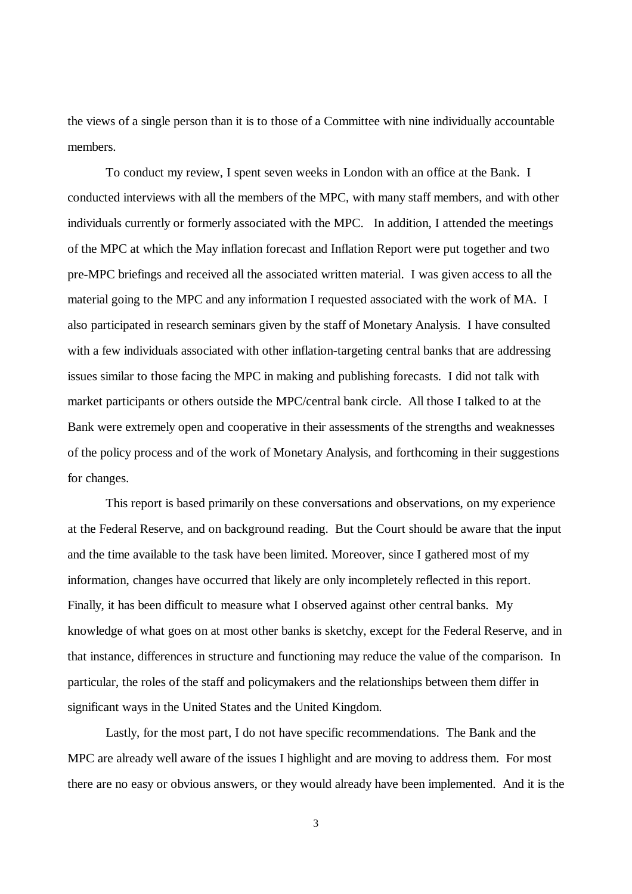the views of a single person than it is to those of a Committee with nine individually accountable members.

To conduct my review, I spent seven weeks in London with an office at the Bank. I conducted interviews with all the members of the MPC, with many staff members, and with other individuals currently or formerly associated with the MPC. In addition, I attended the meetings of the MPC at which the May inflation forecast and Inflation Report were put together and two pre-MPC briefings and received all the associated written material. I was given access to all the material going to the MPC and any information I requested associated with the work of MA. I also participated in research seminars given by the staff of Monetary Analysis. I have consulted with a few individuals associated with other inflation-targeting central banks that are addressing issues similar to those facing the MPC in making and publishing forecasts. I did not talk with market participants or others outside the MPC/central bank circle. All those I talked to at the Bank were extremely open and cooperative in their assessments of the strengths and weaknesses of the policy process and of the work of Monetary Analysis, and forthcoming in their suggestions for changes.

This report is based primarily on these conversations and observations, on my experience at the Federal Reserve, and on background reading. But the Court should be aware that the input and the time available to the task have been limited. Moreover, since I gathered most of my information, changes have occurred that likely are only incompletely reflected in this report. Finally, it has been difficult to measure what I observed against other central banks. My knowledge of what goes on at most other banks is sketchy, except for the Federal Reserve, and in that instance, differences in structure and functioning may reduce the value of the comparison. In particular, the roles of the staff and policymakers and the relationships between them differ in significant ways in the United States and the United Kingdom.

Lastly, for the most part, I do not have specific recommendations. The Bank and the MPC are already well aware of the issues I highlight and are moving to address them. For most there are no easy or obvious answers, or they would already have been implemented. And it is the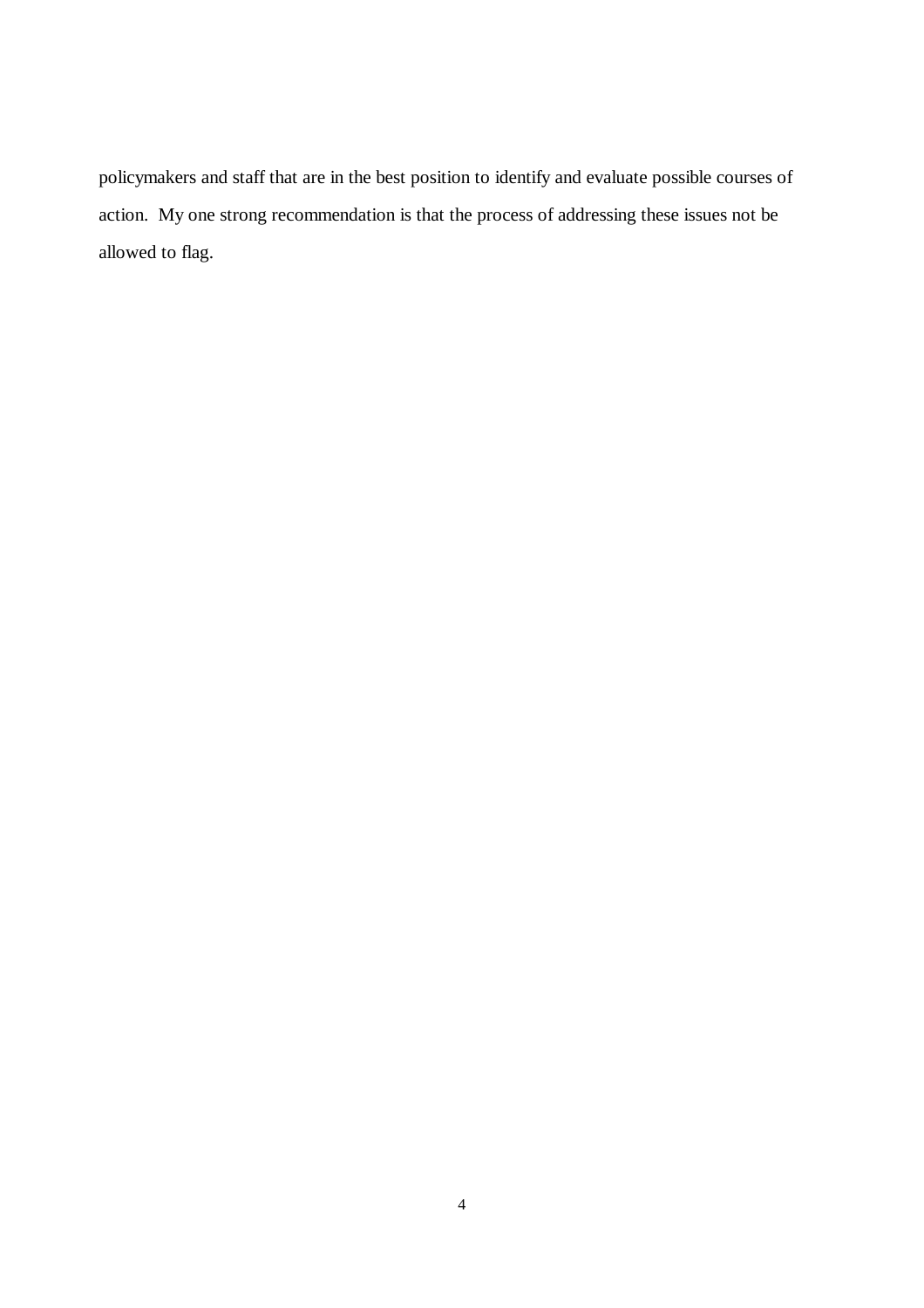policymakers and staff that are in the best position to identify and evaluate possible courses of action. My one strong recommendation is that the process of addressing these issues not be allowed to flag.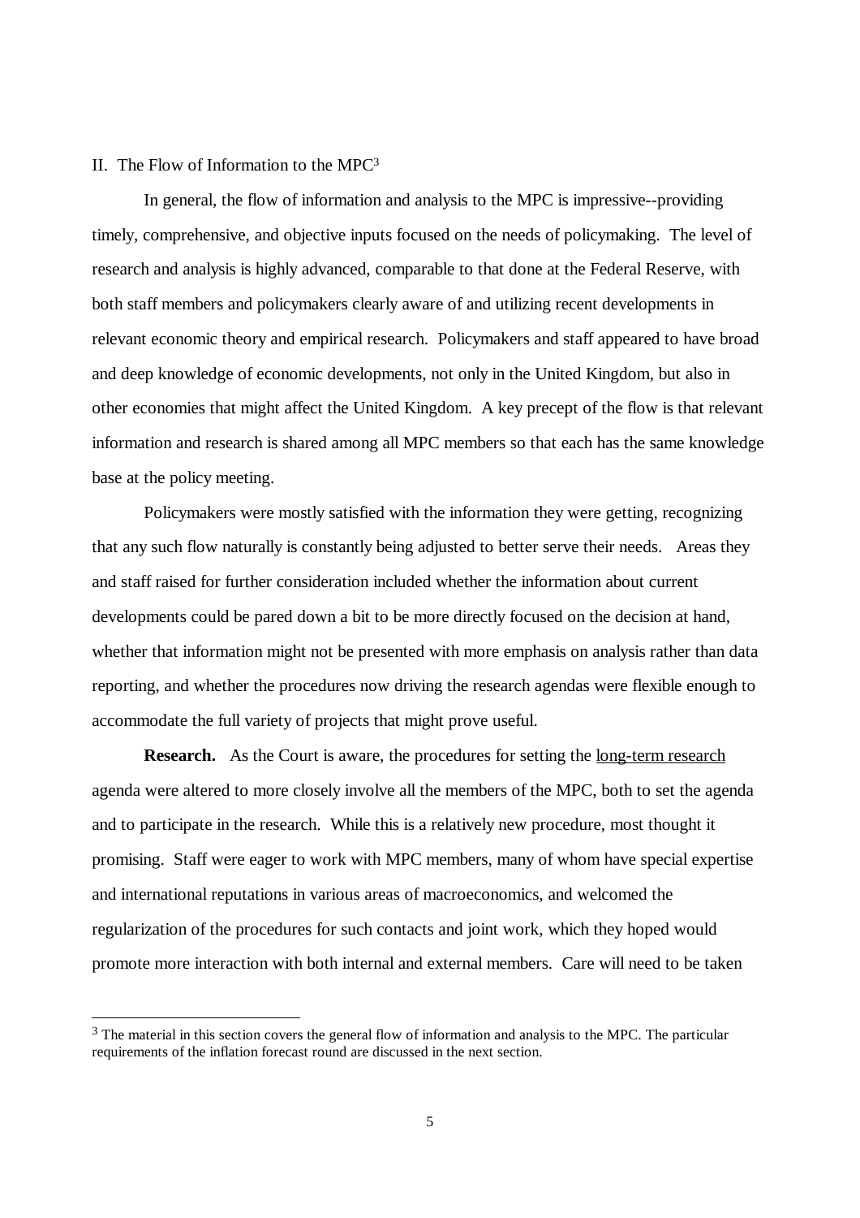## II. The Flow of Information to the MPC[3]

In general, the flow of information and analysis to the MPC is impressive--providing timely, comprehensive, and objective inputs focused on the needs of policymaking. The level of research and analysis is highly advanced, comparable to that done at the Federal Reserve, with both staff members and policymakers clearly aware of and utilizing recent developments in relevant economic theory and empirical research. Policymakers and staff appeared to have broad and deep knowledge of economic developments, not only in the United Kingdom, but also in other economies that might affect the United Kingdom. A key precept of the flow is that relevant information and research is shared among all MPC members so that each has the same knowledge base at the policy meeting.

Policymakers were mostly satisfied with the information they were getting, recognizing that any such flow naturally is constantly being adjusted to better serve their needs. Areas they and staff raised for further consideration included whether the information about current developments could be pared down a bit to be more directly focused on the decision at hand, whether that information might not be presented with more emphasis on analysis rather than data reporting, and whether the procedures now driving the research agendas were flexible enough to accommodate the full variety of projects that might prove useful.

**Research.** As the Court is aware, the procedures for setting the long-term research agenda were altered to more closely involve all the members of the MPC, both to set the agenda and to participate in the research. While this is a relatively new procedure, most thought it promising. Staff were eager to work with MPC members, many of whom have special expertise and international reputations in various areas of macroeconomics, and welcomed the regularization of the procedures for such contacts and joint work, which they hoped would promote more interaction with both internal and external members. Care will need to be taken

[3] The material in this section covers the general flow of information and analysis to the MPC. The particular requirements of the inflation forecast round are discussed in the next section.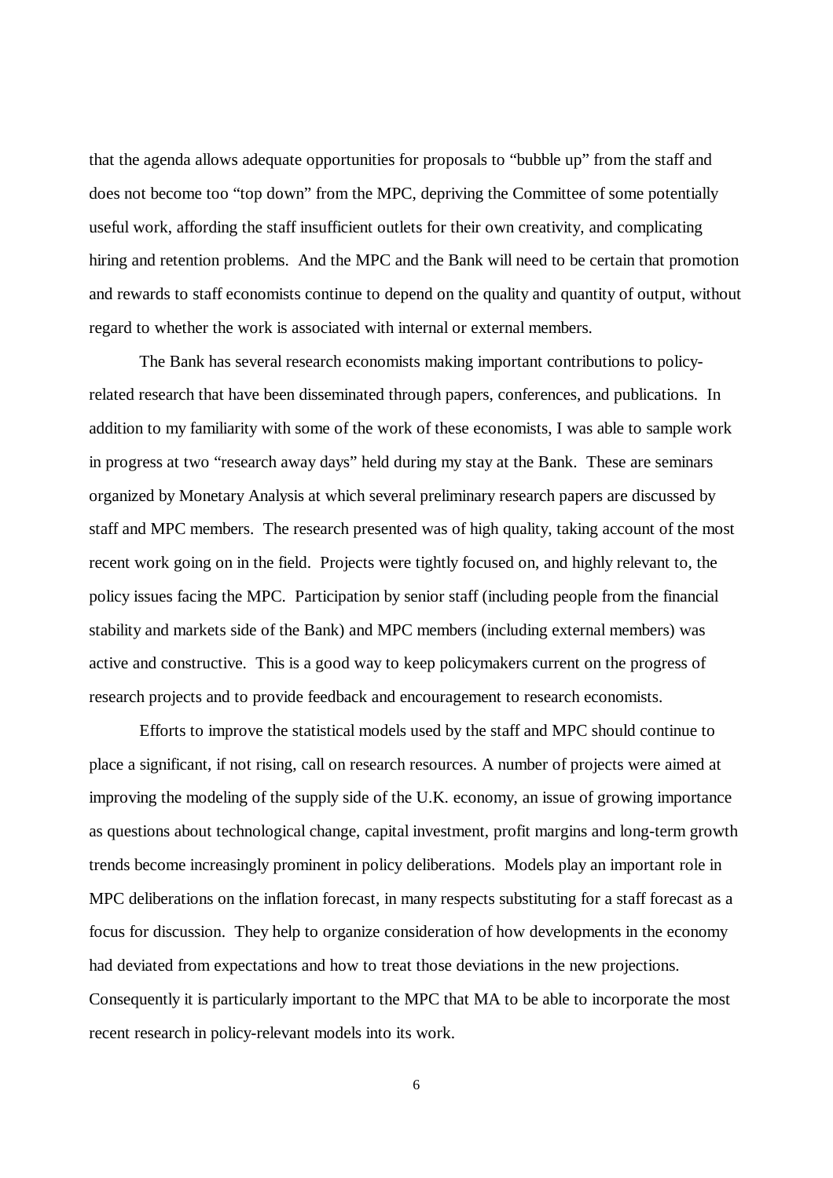that the agenda allows adequate opportunities for proposals to "bubble up" from the staff and does not become too "top down" from the MPC, depriving the Committee of some potentially useful work, affording the staff insufficient outlets for their own creativity, and complicating hiring and retention problems. And the MPC and the Bank will need to be certain that promotion and rewards to staff economists continue to depend on the quality and quantity of output, without regard to whether the work is associated with internal or external members.

The Bank has several research economists making important contributions to policy-related research that have been disseminated through papers, conferences, and publications. In addition to my familiarity with some of the work of these economists, I was able to sample work in progress at two "research away days" held during my stay at the Bank. These are seminars organized by Monetary Analysis at which several preliminary research papers are discussed by staff and MPC members. The research presented was of high quality, taking account of the most recent work going on in the field. Projects were tightly focused on, and highly relevant to, the policy issues facing the MPC. Participation by senior staff (including people from the financial stability and markets side of the Bank) and MPC members (including external members) was active and constructive. This is a good way to keep policymakers current on the progress of research projects and to provide feedback and encouragement to research economists.

Efforts to improve the statistical models used by the staff and MPC should continue to place a significant, if not rising, call on research resources. A number of projects were aimed at improving the modeling of the supply side of the U.K. economy, an issue of growing importance as questions about technological change, capital investment, profit margins and long-term growth trends become increasingly prominent in policy deliberations. Models play an important role in MPC deliberations on the inflation forecast, in many respects substituting for a staff forecast as a focus for discussion. They help to organize consideration of how developments in the economy had deviated from expectations and how to treat those deviations in the new projections. Consequently it is particularly important to the MPC that MA to be able to incorporate the most recent research in policy-relevant models into its work.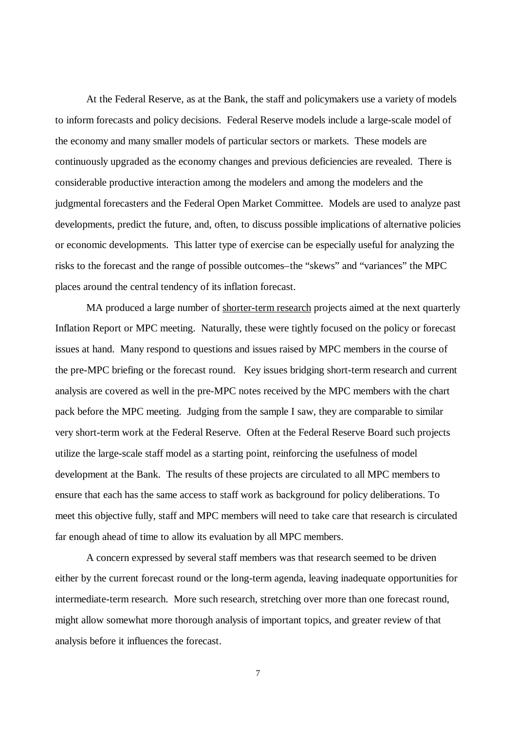At the Federal Reserve, as at the Bank, the staff and policymakers use a variety of models to inform forecasts and policy decisions. Federal Reserve models include a large-scale model of the economy and many smaller models of particular sectors or markets. These models are continuously upgraded as the economy changes and previous deficiencies are revealed. There is considerable productive interaction among the modelers and among the modelers and the judgmental forecasters and the Federal Open Market Committee. Models are used to analyze past developments, predict the future, and, often, to discuss possible implications of alternative policies or economic developments. This latter type of exercise can be especially useful for analyzing the risks to the forecast and the range of possible outcomes–the "skews" and "variances" the MPC places around the central tendency of its inflation forecast.

MA produced a large number of <u>shorter-term research</u> projects aimed at the next quarterly Inflation Report or MPC meeting. Naturally, these were tightly focused on the policy or forecast issues at hand. Many respond to questions and issues raised by MPC members in the course of the pre-MPC briefing or the forecast round. Key issues bridging short-term research and current analysis are covered as well in the pre-MPC notes received by the MPC members with the chart pack before the MPC meeting. Judging from the sample I saw, they are comparable to similar very short-term work at the Federal Reserve. Often at the Federal Reserve Board such projects utilize the large-scale staff model as a starting point, reinforcing the usefulness of model development at the Bank. The results of these projects are circulated to all MPC members to ensure that each has the same access to staff work as background for policy deliberations. To meet this objective fully, staff and MPC members will need to take care that research is circulated far enough ahead of time to allow its evaluation by all MPC members.

A concern expressed by several staff members was that research seemed to be driven either by the current forecast round or the long-term agenda, leaving inadequate opportunities for intermediate-term research. More such research, stretching over more than one forecast round, might allow somewhat more thorough analysis of important topics, and greater review of that analysis before it influences the forecast.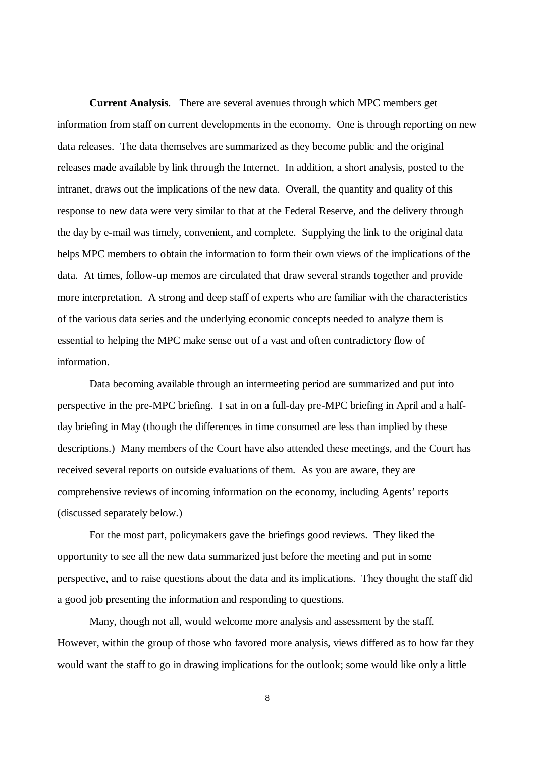**Current Analysis**. There are several avenues through which MPC members get information from staff on current developments in the economy. One is through reporting on new data releases. The data themselves are summarized as they become public and the original releases made available by link through the Internet. In addition, a short analysis, posted to the intranet, draws out the implications of the new data. Overall, the quantity and quality of this response to new data were very similar to that at the Federal Reserve, and the delivery through the day by e-mail was timely, convenient, and complete. Supplying the link to the original data helps MPC members to obtain the information to form their own views of the implications of the data. At times, follow-up memos are circulated that draw several strands together and provide more interpretation. A strong and deep staff of experts who are familiar with the characteristics of the various data series and the underlying economic concepts needed to analyze them is essential to helping the MPC make sense out of a vast and often contradictory flow of information.

Data becoming available through an intermeeting period are summarized and put into perspective in the pre-MPC briefing. I sat in on a full-day pre-MPC briefing in April and a half-day briefing in May (though the differences in time consumed are less than implied by these descriptions.) Many members of the Court have also attended these meetings, and the Court has received several reports on outside evaluations of them. As you are aware, they are comprehensive reviews of incoming information on the economy, including Agents' reports (discussed separately below.)

For the most part, policymakers gave the briefings good reviews. They liked the opportunity to see all the new data summarized just before the meeting and put in some perspective, and to raise questions about the data and its implications. They thought the staff did a good job presenting the information and responding to questions.

Many, though not all, would welcome more analysis and assessment by the staff. However, within the group of those who favored more analysis, views differed as to how far they would want the staff to go in drawing implications for the outlook; some would like only a little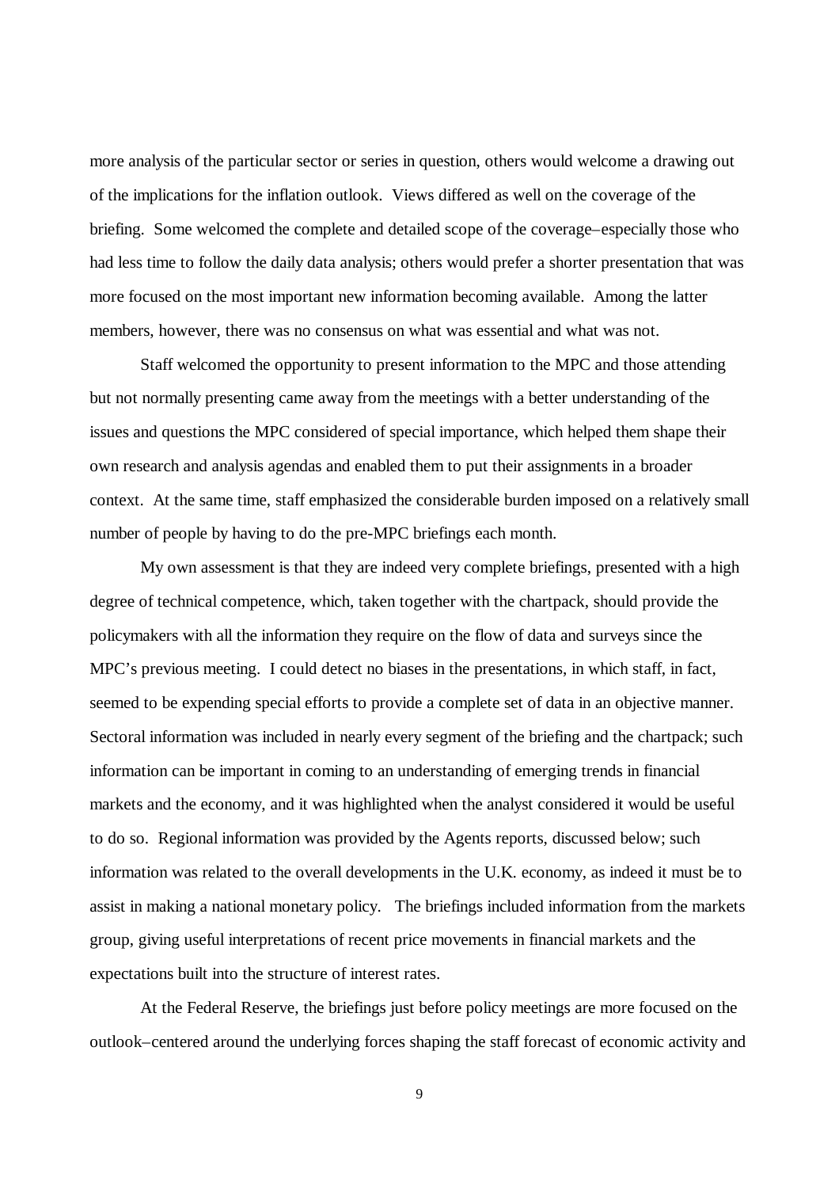more analysis of the particular sector or series in question, others would welcome a drawing out of the implications for the inflation outlook. Views differed as well on the coverage of the briefing. Some welcomed the complete and detailed scope of the coverage–especially those who had less time to follow the daily data analysis; others would prefer a shorter presentation that was more focused on the most important new information becoming available. Among the latter members, however, there was no consensus on what was essential and what was not.

Staff welcomed the opportunity to present information to the MPC and those attending but not normally presenting came away from the meetings with a better understanding of the issues and questions the MPC considered of special importance, which helped them shape their own research and analysis agendas and enabled them to put their assignments in a broader context. At the same time, staff emphasized the considerable burden imposed on a relatively small number of people by having to do the pre-MPC briefings each month.

My own assessment is that they are indeed very complete briefings, presented with a high degree of technical competence, which, taken together with the chartpack, should provide the policymakers with all the information they require on the flow of data and surveys since the MPC's previous meeting. I could detect no biases in the presentations, in which staff, in fact, seemed to be expending special efforts to provide a complete set of data in an objective manner. Sectoral information was included in nearly every segment of the briefing and the chartpack; such information can be important in coming to an understanding of emerging trends in financial markets and the economy, and it was highlighted when the analyst considered it would be useful to do so. Regional information was provided by the Agents reports, discussed below; such information was related to the overall developments in the U.K. economy, as indeed it must be to assist in making a national monetary policy. The briefings included information from the markets group, giving useful interpretations of recent price movements in financial markets and the expectations built into the structure of interest rates.

At the Federal Reserve, the briefings just before policy meetings are more focused on the outlook–centered around the underlying forces shaping the staff forecast of economic activity and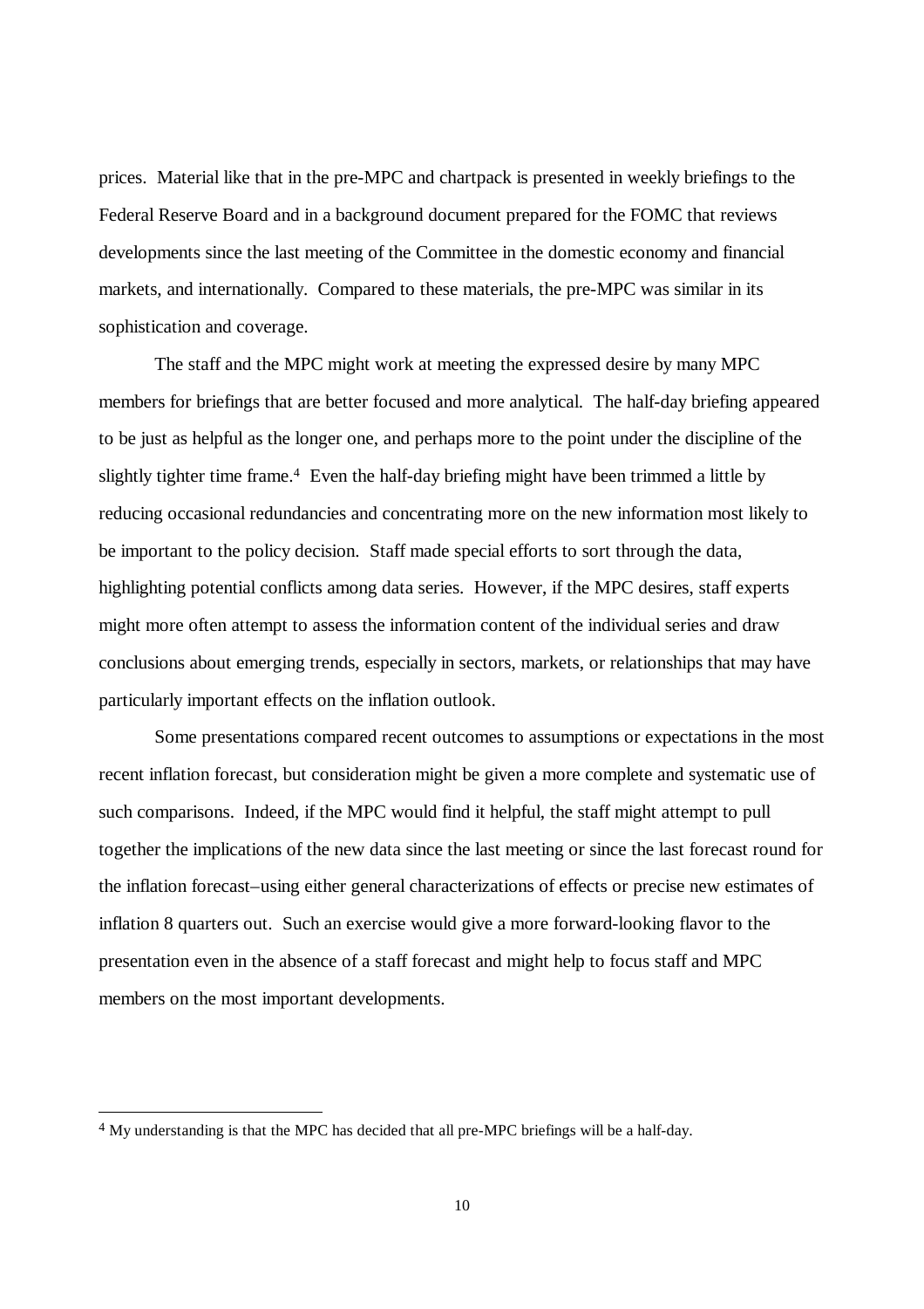prices. Material like that in the pre-MPC and chartpack is presented in weekly briefings to the Federal Reserve Board and in a background document prepared for the FOMC that reviews developments since the last meeting of the Committee in the domestic economy and financial markets, and internationally. Compared to these materials, the pre-MPC was similar in its sophistication and coverage.

The staff and the MPC might work at meeting the expressed desire by many MPC members for briefings that are better focused and more analytical. The half-day briefing appeared to be just as helpful as the longer one, and perhaps more to the point under the discipline of the slightly tighter time frame.[4] Even the half-day briefing might have been trimmed a little by reducing occasional redundancies and concentrating more on the new information most likely to be important to the policy decision. Staff made special efforts to sort through the data, highlighting potential conflicts among data series. However, if the MPC desires, staff experts might more often attempt to assess the information content of the individual series and draw conclusions about emerging trends, especially in sectors, markets, or relationships that may have particularly important effects on the inflation outlook.

Some presentations compared recent outcomes to assumptions or expectations in the most recent inflation forecast, but consideration might be given a more complete and systematic use of such comparisons. Indeed, if the MPC would find it helpful, the staff might attempt to pull together the implications of the new data since the last meeting or since the last forecast round for the inflation forecast–using either general characterizations of effects or precise new estimates of inflation 8 quarters out. Such an exercise would give a more forward-looking flavor to the presentation even in the absence of a staff forecast and might help to focus staff and MPC members on the most important developments.

[4] My understanding is that the MPC has decided that all pre-MPC briefings will be a half-day.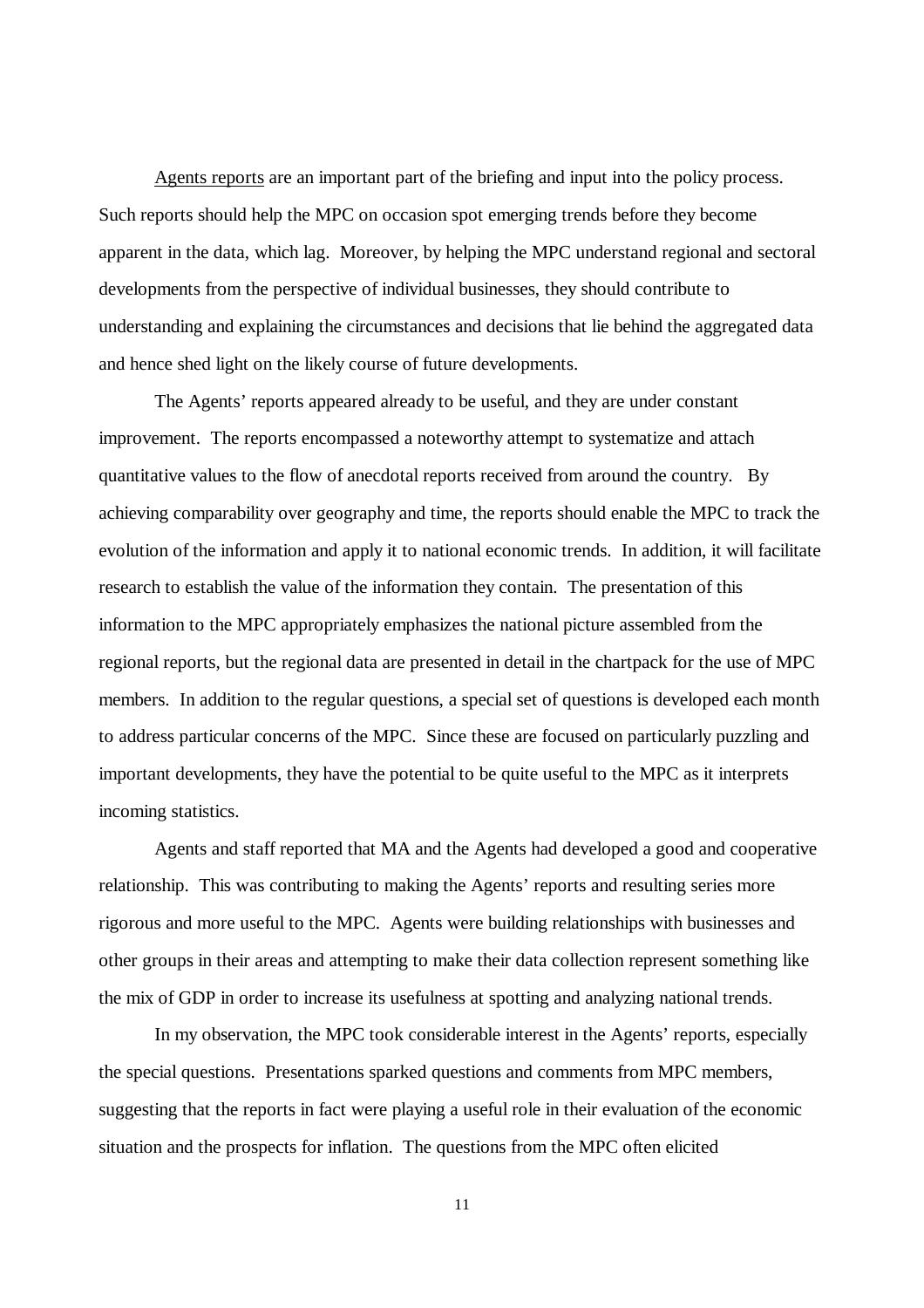<u>Agents reports</u> are an important part of the briefing and input into the policy process. Such reports should help the MPC on occasion spot emerging trends before they become apparent in the data, which lag. Moreover, by helping the MPC understand regional and sectoral developments from the perspective of individual businesses, they should contribute to understanding and explaining the circumstances and decisions that lie behind the aggregated data and hence shed light on the likely course of future developments.

The Agents' reports appeared already to be useful, and they are under constant improvement. The reports encompassed a noteworthy attempt to systematize and attach quantitative values to the flow of anecdotal reports received from around the country. By achieving comparability over geography and time, the reports should enable the MPC to track the evolution of the information and apply it to national economic trends. In addition, it will facilitate research to establish the value of the information they contain. The presentation of this information to the MPC appropriately emphasizes the national picture assembled from the regional reports, but the regional data are presented in detail in the chartpack for the use of MPC members. In addition to the regular questions, a special set of questions is developed each month to address particular concerns of the MPC. Since these are focused on particularly puzzling and important developments, they have the potential to be quite useful to the MPC as it interprets incoming statistics.

Agents and staff reported that MA and the Agents had developed a good and cooperative relationship. This was contributing to making the Agents' reports and resulting series more rigorous and more useful to the MPC. Agents were building relationships with businesses and other groups in their areas and attempting to make their data collection represent something like the mix of GDP in order to increase its usefulness at spotting and analyzing national trends.

In my observation, the MPC took considerable interest in the Agents' reports, especially the special questions. Presentations sparked questions and comments from MPC members, suggesting that the reports in fact were playing a useful role in their evaluation of the economic situation and the prospects for inflation. The questions from the MPC often elicited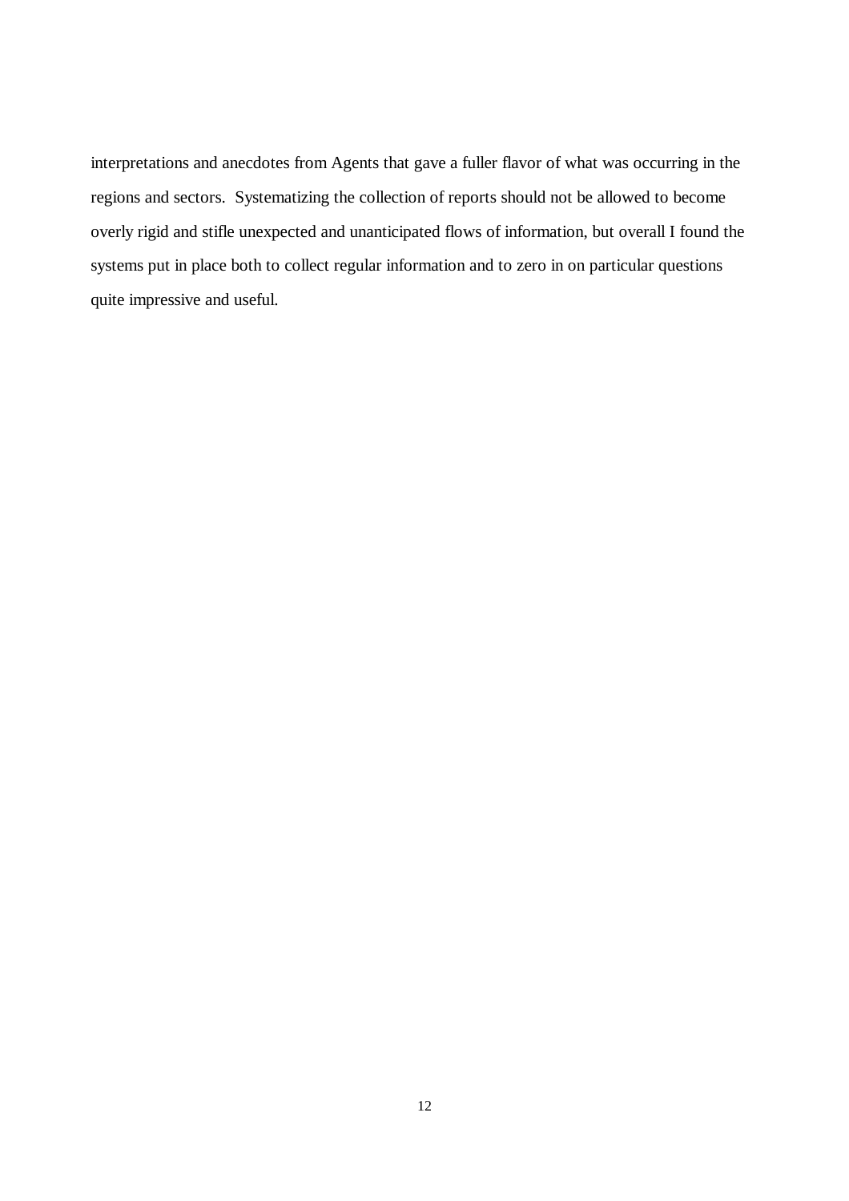interpretations and anecdotes from Agents that gave a fuller flavor of what was occurring in the regions and sectors. Systematizing the collection of reports should not be allowed to become overly rigid and stifle unexpected and unanticipated flows of information, but overall I found the systems put in place both to collect regular information and to zero in on particular questions quite impressive and useful.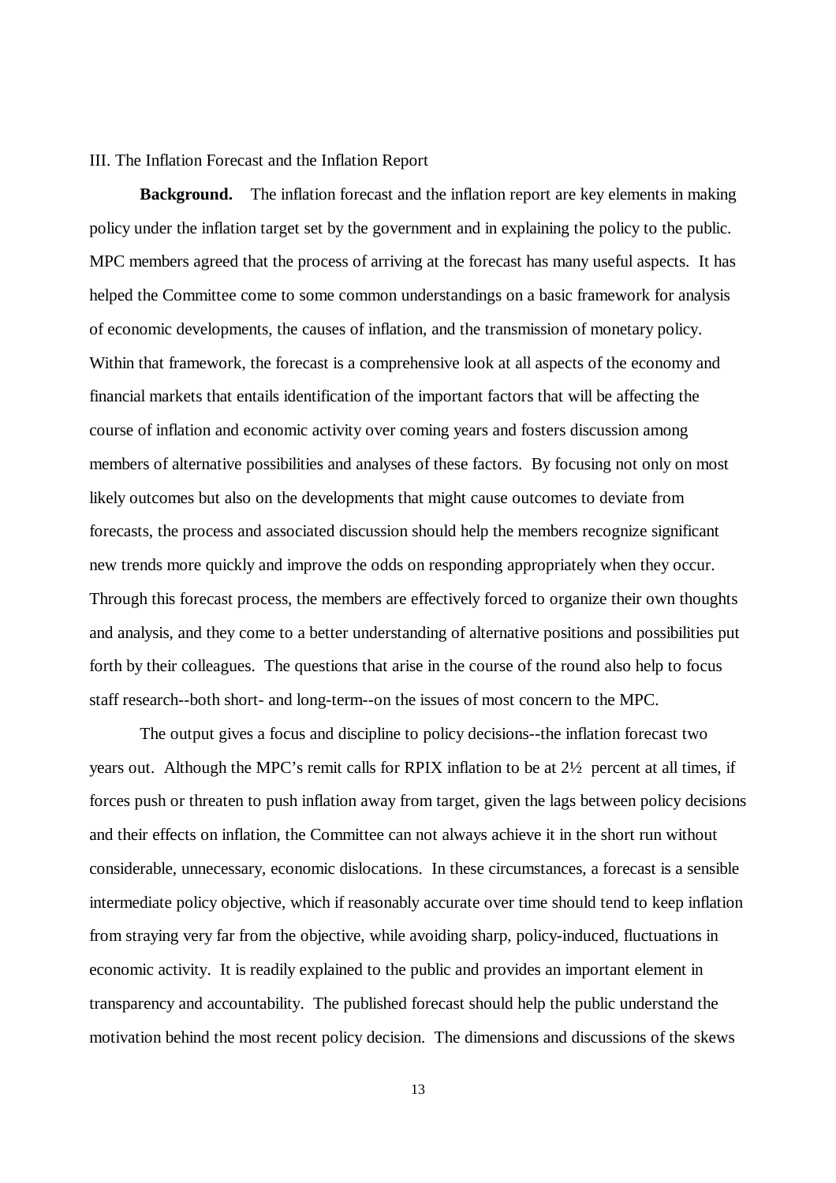III. The Inflation Forecast and the Inflation Report

**Background.** The inflation forecast and the inflation report are key elements in making policy under the inflation target set by the government and in explaining the policy to the public. MPC members agreed that the process of arriving at the forecast has many useful aspects. It has helped the Committee come to some common understandings on a basic framework for analysis of economic developments, the causes of inflation, and the transmission of monetary policy. Within that framework, the forecast is a comprehensive look at all aspects of the economy and financial markets that entails identification of the important factors that will be affecting the course of inflation and economic activity over coming years and fosters discussion among members of alternative possibilities and analyses of these factors. By focusing not only on most likely outcomes but also on the developments that might cause outcomes to deviate from forecasts, the process and associated discussion should help the members recognize significant new trends more quickly and improve the odds on responding appropriately when they occur. Through this forecast process, the members are effectively forced to organize their own thoughts and analysis, and they come to a better understanding of alternative positions and possibilities put forth by their colleagues. The questions that arise in the course of the round also help to focus staff research--both short- and long-term--on the issues of most concern to the MPC.

The output gives a focus and discipline to policy decisions--the inflation forecast two years out. Although the MPC's remit calls for RPIX inflation to be at 2½ percent at all times, if forces push or threaten to push inflation away from target, given the lags between policy decisions and their effects on inflation, the Committee can not always achieve it in the short run without considerable, unnecessary, economic dislocations. In these circumstances, a forecast is a sensible intermediate policy objective, which if reasonably accurate over time should tend to keep inflation from straying very far from the objective, while avoiding sharp, policy-induced, fluctuations in economic activity. It is readily explained to the public and provides an important element in transparency and accountability. The published forecast should help the public understand the motivation behind the most recent policy decision. The dimensions and discussions of the skews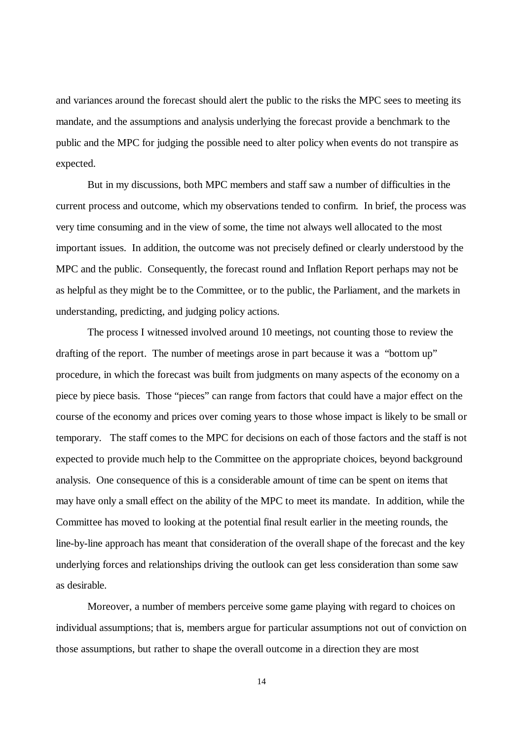and variances around the forecast should alert the public to the risks the MPC sees to meeting its mandate, and the assumptions and analysis underlying the forecast provide a benchmark to the public and the MPC for judging the possible need to alter policy when events do not transpire as expected.

But in my discussions, both MPC members and staff saw a number of difficulties in the current process and outcome, which my observations tended to confirm. In brief, the process was very time consuming and in the view of some, the time not always well allocated to the most important issues. In addition, the outcome was not precisely defined or clearly understood by the MPC and the public. Consequently, the forecast round and Inflation Report perhaps may not be as helpful as they might be to the Committee, or to the public, the Parliament, and the markets in understanding, predicting, and judging policy actions.

The process I witnessed involved around 10 meetings, not counting those to review the drafting of the report. The number of meetings arose in part because it was a "bottom up" procedure, in which the forecast was built from judgments on many aspects of the economy on a piece by piece basis. Those "pieces" can range from factors that could have a major effect on the course of the economy and prices over coming years to those whose impact is likely to be small or temporary. The staff comes to the MPC for decisions on each of those factors and the staff is not expected to provide much help to the Committee on the appropriate choices, beyond background analysis. One consequence of this is a considerable amount of time can be spent on items that may have only a small effect on the ability of the MPC to meet its mandate. In addition, while the Committee has moved to looking at the potential final result earlier in the meeting rounds, the line-by-line approach has meant that consideration of the overall shape of the forecast and the key underlying forces and relationships driving the outlook can get less consideration than some saw as desirable.

Moreover, a number of members perceive some game playing with regard to choices on individual assumptions; that is, members argue for particular assumptions not out of conviction on those assumptions, but rather to shape the overall outcome in a direction they are most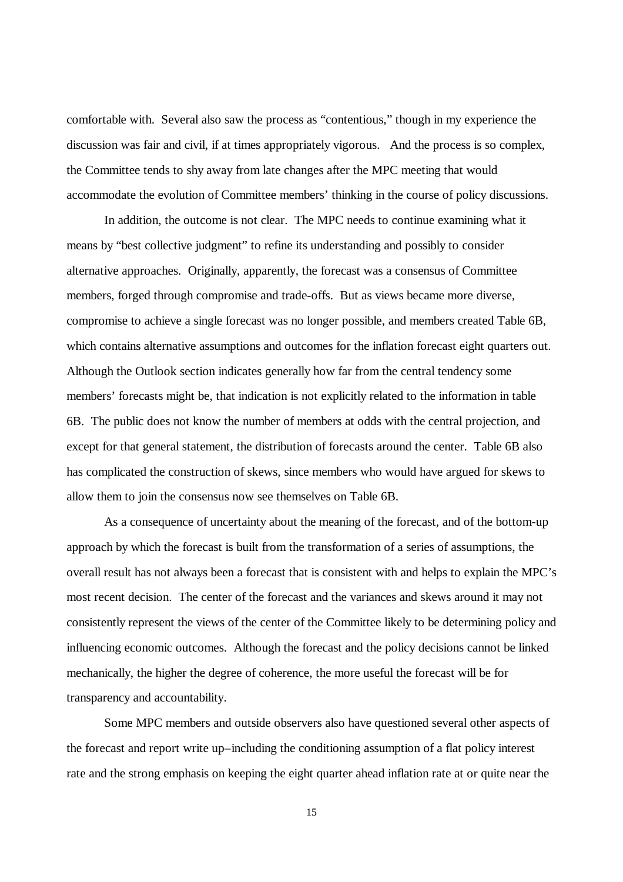comfortable with. Several also saw the process as "contentious," though in my experience the discussion was fair and civil, if at times appropriately vigorous. And the process is so complex, the Committee tends to shy away from late changes after the MPC meeting that would accommodate the evolution of Committee members' thinking in the course of policy discussions.

In addition, the outcome is not clear. The MPC needs to continue examining what it means by "best collective judgment" to refine its understanding and possibly to consider alternative approaches. Originally, apparently, the forecast was a consensus of Committee members, forged through compromise and trade-offs. But as views became more diverse, compromise to achieve a single forecast was no longer possible, and members created Table 6B, which contains alternative assumptions and outcomes for the inflation forecast eight quarters out. Although the Outlook section indicates generally how far from the central tendency some members' forecasts might be, that indication is not explicitly related to the information in table 6B. The public does not know the number of members at odds with the central projection, and except for that general statement, the distribution of forecasts around the center. Table 6B also has complicated the construction of skews, since members who would have argued for skews to allow them to join the consensus now see themselves on Table 6B.

As a consequence of uncertainty about the meaning of the forecast, and of the bottom-up approach by which the forecast is built from the transformation of a series of assumptions, the overall result has not always been a forecast that is consistent with and helps to explain the MPC's most recent decision. The center of the forecast and the variances and skews around it may not consistently represent the views of the center of the Committee likely to be determining policy and influencing economic outcomes. Although the forecast and the policy decisions cannot be linked mechanically, the higher the degree of coherence, the more useful the forecast will be for transparency and accountability.

Some MPC members and outside observers also have questioned several other aspects of the forecast and report write up–including the conditioning assumption of a flat policy interest rate and the strong emphasis on keeping the eight quarter ahead inflation rate at or quite near the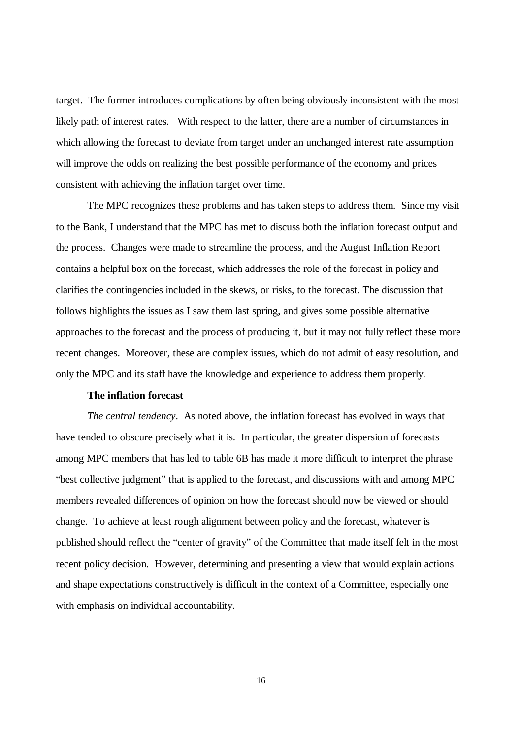target. The former introduces complications by often being obviously inconsistent with the most likely path of interest rates. With respect to the latter, there are a number of circumstances in which allowing the forecast to deviate from target under an unchanged interest rate assumption will improve the odds on realizing the best possible performance of the economy and prices consistent with achieving the inflation target over time.

The MPC recognizes these problems and has taken steps to address them. Since my visit to the Bank, I understand that the MPC has met to discuss both the inflation forecast output and the process. Changes were made to streamline the process, and the August Inflation Report contains a helpful box on the forecast, which addresses the role of the forecast in policy and clarifies the contingencies included in the skews, or risks, to the forecast. The discussion that follows highlights the issues as I saw them last spring, and gives some possible alternative approaches to the forecast and the process of producing it, but it may not fully reflect these more recent changes. Moreover, these are complex issues, which do not admit of easy resolution, and only the MPC and its staff have the knowledge and experience to address them properly.

**The inflation forecast**

*The central tendency*. As noted above, the inflation forecast has evolved in ways that have tended to obscure precisely what it is. In particular, the greater dispersion of forecasts among MPC members that has led to table 6B has made it more difficult to interpret the phrase "best collective judgment" that is applied to the forecast, and discussions with and among MPC members revealed differences of opinion on how the forecast should now be viewed or should change. To achieve at least rough alignment between policy and the forecast, whatever is published should reflect the "center of gravity" of the Committee that made itself felt in the most recent policy decision. However, determining and presenting a view that would explain actions and shape expectations constructively is difficult in the context of a Committee, especially one with emphasis on individual accountability.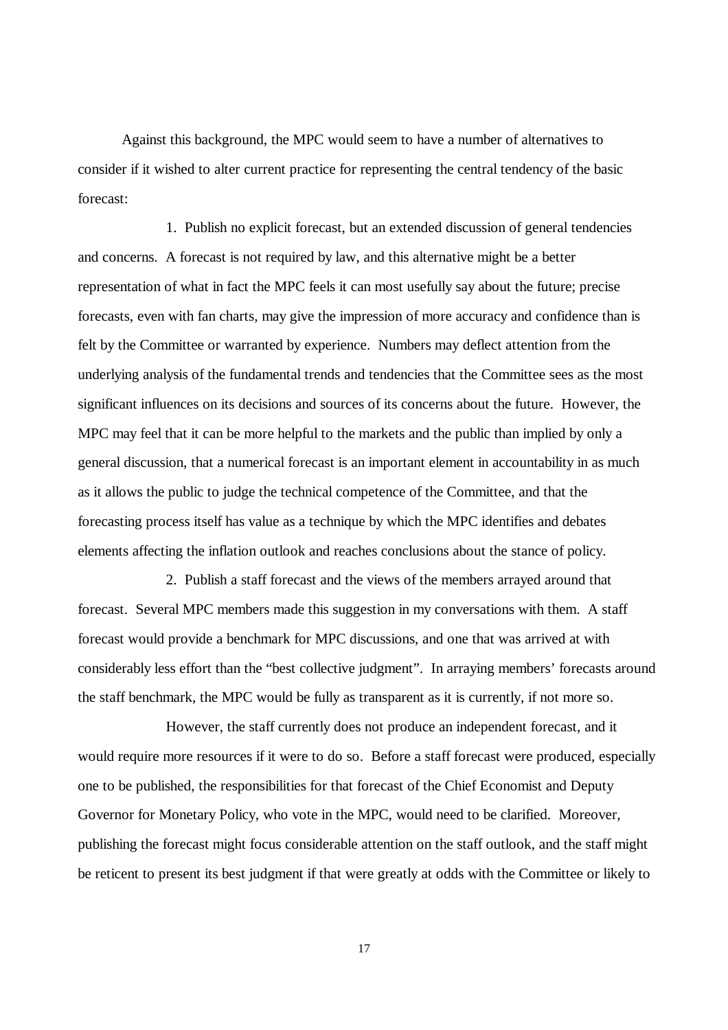Against this background, the MPC would seem to have a number of alternatives to consider if it wished to alter current practice for representing the central tendency of the basic forecast:

1. Publish no explicit forecast, but an extended discussion of general tendencies and concerns. A forecast is not required by law, and this alternative might be a better representation of what in fact the MPC feels it can most usefully say about the future; precise forecasts, even with fan charts, may give the impression of more accuracy and confidence than is felt by the Committee or warranted by experience. Numbers may deflect attention from the underlying analysis of the fundamental trends and tendencies that the Committee sees as the most significant influences on its decisions and sources of its concerns about the future. However, the MPC may feel that it can be more helpful to the markets and the public than implied by only a general discussion, that a numerical forecast is an important element in accountability in as much as it allows the public to judge the technical competence of the Committee, and that the forecasting process itself has value as a technique by which the MPC identifies and debates elements affecting the inflation outlook and reaches conclusions about the stance of policy.

2. Publish a staff forecast and the views of the members arrayed around that forecast. Several MPC members made this suggestion in my conversations with them. A staff forecast would provide a benchmark for MPC discussions, and one that was arrived at with considerably less effort than the "best collective judgment". In arraying members' forecasts around the staff benchmark, the MPC would be fully as transparent as it is currently, if not more so.

However, the staff currently does not produce an independent forecast, and it would require more resources if it were to do so. Before a staff forecast were produced, especially one to be published, the responsibilities for that forecast of the Chief Economist and Deputy Governor for Monetary Policy, who vote in the MPC, would need to be clarified. Moreover, publishing the forecast might focus considerable attention on the staff outlook, and the staff might be reticent to present its best judgment if that were greatly at odds with the Committee or likely to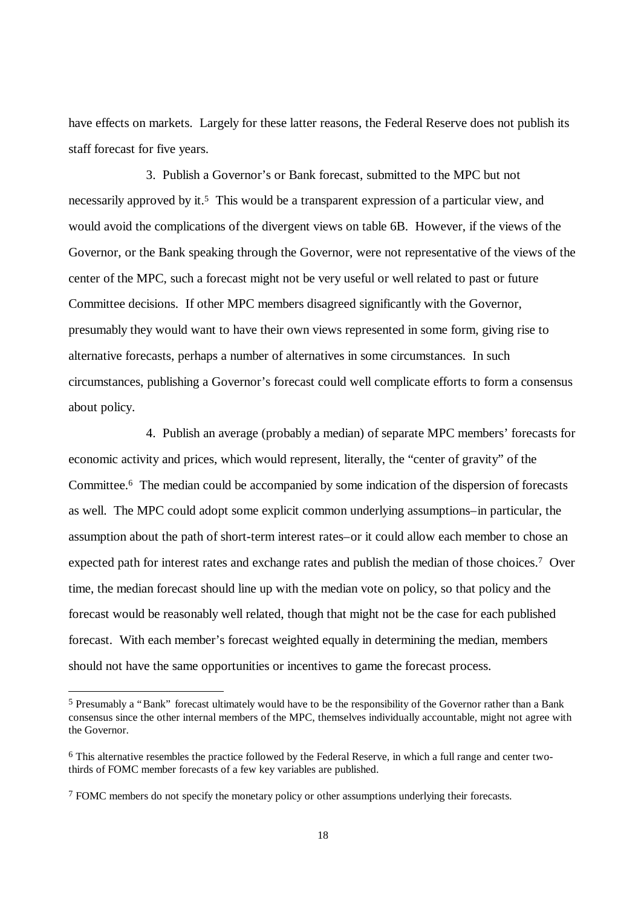have effects on markets. Largely for these latter reasons, the Federal Reserve does not publish its staff forecast for five years.

3. Publish a Governor's or Bank forecast, submitted to the MPC but not necessarily approved by it.[5] This would be a transparent expression of a particular view, and would avoid the complications of the divergent views on table 6B. However, if the views of the Governor, or the Bank speaking through the Governor, were not representative of the views of the center of the MPC, such a forecast might not be very useful or well related to past or future Committee decisions. If other MPC members disagreed significantly with the Governor, presumably they would want to have their own views represented in some form, giving rise to alternative forecasts, perhaps a number of alternatives in some circumstances. In such circumstances, publishing a Governor's forecast could well complicate efforts to form a consensus about policy.

4. Publish an average (probably a median) of separate MPC members' forecasts for economic activity and prices, which would represent, literally, the "center of gravity" of the Committee.[6] The median could be accompanied by some indication of the dispersion of forecasts as well. The MPC could adopt some explicit common underlying assumptions–in particular, the assumption about the path of short-term interest rates–or it could allow each member to chose an expected path for interest rates and exchange rates and publish the median of those choices.[7] Over time, the median forecast should line up with the median vote on policy, so that policy and the forecast would be reasonably well related, though that might not be the case for each published forecast. With each member's forecast weighted equally in determining the median, members should not have the same opportunities or incentives to game the forecast process.

---

[5] Presumably a "Bank" forecast ultimately would have to be the responsibility of the Governor rather than a Bank consensus since the other internal members of the MPC, themselves individually accountable, might not agree with the Governor.

[6] This alternative resembles the practice followed by the Federal Reserve, in which a full range and center two-thirds of FOMC member forecasts of a few key variables are published.

[7] FOMC members do not specify the monetary policy or other assumptions underlying their forecasts.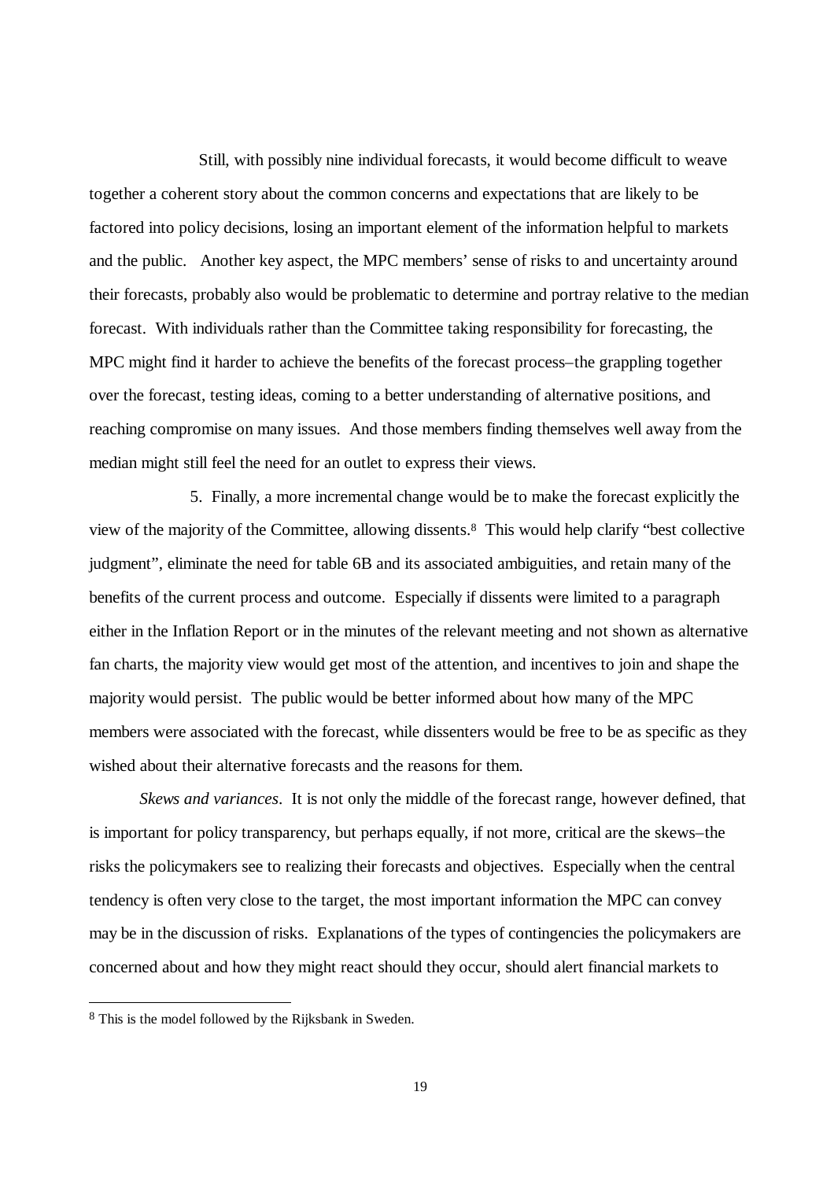Still, with possibly nine individual forecasts, it would become difficult to weave together a coherent story about the common concerns and expectations that are likely to be factored into policy decisions, losing an important element of the information helpful to markets and the public. Another key aspect, the MPC members' sense of risks to and uncertainty around their forecasts, probably also would be problematic to determine and portray relative to the median forecast. With individuals rather than the Committee taking responsibility for forecasting, the MPC might find it harder to achieve the benefits of the forecast process–the grappling together over the forecast, testing ideas, coming to a better understanding of alternative positions, and reaching compromise on many issues. And those members finding themselves well away from the median might still feel the need for an outlet to express their views.

5. Finally, a more incremental change would be to make the forecast explicitly the view of the majority of the Committee, allowing dissents.[8] This would help clarify "best collective judgment", eliminate the need for table 6B and its associated ambiguities, and retain many of the benefits of the current process and outcome. Especially if dissents were limited to a paragraph either in the Inflation Report or in the minutes of the relevant meeting and not shown as alternative fan charts, the majority view would get most of the attention, and incentives to join and shape the majority would persist. The public would be better informed about how many of the MPC members were associated with the forecast, while dissenters would be free to be as specific as they wished about their alternative forecasts and the reasons for them.

*Skews and variances*. It is not only the middle of the forecast range, however defined, that is important for policy transparency, but perhaps equally, if not more, critical are the skews–the risks the policymakers see to realizing their forecasts and objectives. Especially when the central tendency is often very close to the target, the most important information the MPC can convey may be in the discussion of risks. Explanations of the types of contingencies the policymakers are concerned about and how they might react should they occur, should alert financial markets to

[8] This is the model followed by the Rijksbank in Sweden.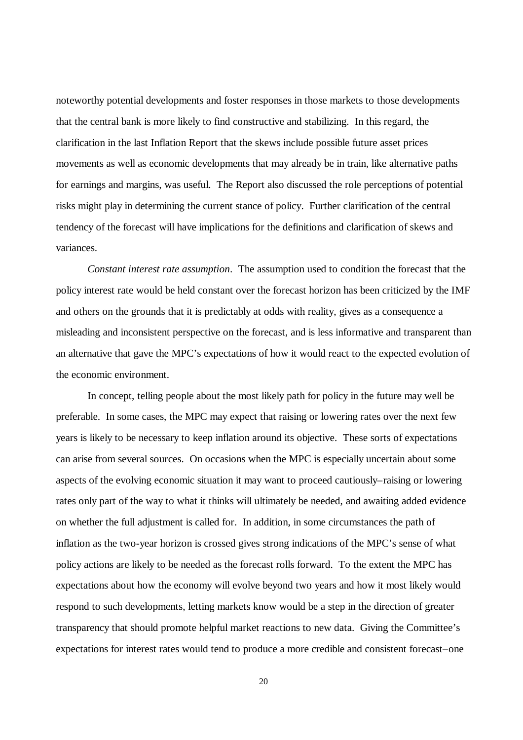noteworthy potential developments and foster responses in those markets to those developments that the central bank is more likely to find constructive and stabilizing. In this regard, the clarification in the last Inflation Report that the skews include possible future asset prices movements as well as economic developments that may already be in train, like alternative paths for earnings and margins, was useful. The Report also discussed the role perceptions of potential risks might play in determining the current stance of policy. Further clarification of the central tendency of the forecast will have implications for the definitions and clarification of skews and variances.

*Constant interest rate assumption*. The assumption used to condition the forecast that the policy interest rate would be held constant over the forecast horizon has been criticized by the IMF and others on the grounds that it is predictably at odds with reality, gives as a consequence a misleading and inconsistent perspective on the forecast, and is less informative and transparent than an alternative that gave the MPC's expectations of how it would react to the expected evolution of the economic environment.

In concept, telling people about the most likely path for policy in the future may well be preferable. In some cases, the MPC may expect that raising or lowering rates over the next few years is likely to be necessary to keep inflation around its objective. These sorts of expectations can arise from several sources. On occasions when the MPC is especially uncertain about some aspects of the evolving economic situation it may want to proceed cautiously–raising or lowering rates only part of the way to what it thinks will ultimately be needed, and awaiting added evidence on whether the full adjustment is called for. In addition, in some circumstances the path of inflation as the two-year horizon is crossed gives strong indications of the MPC's sense of what policy actions are likely to be needed as the forecast rolls forward. To the extent the MPC has expectations about how the economy will evolve beyond two years and how it most likely would respond to such developments, letting markets know would be a step in the direction of greater transparency that should promote helpful market reactions to new data. Giving the Committee's expectations for interest rates would tend to produce a more credible and consistent forecast–one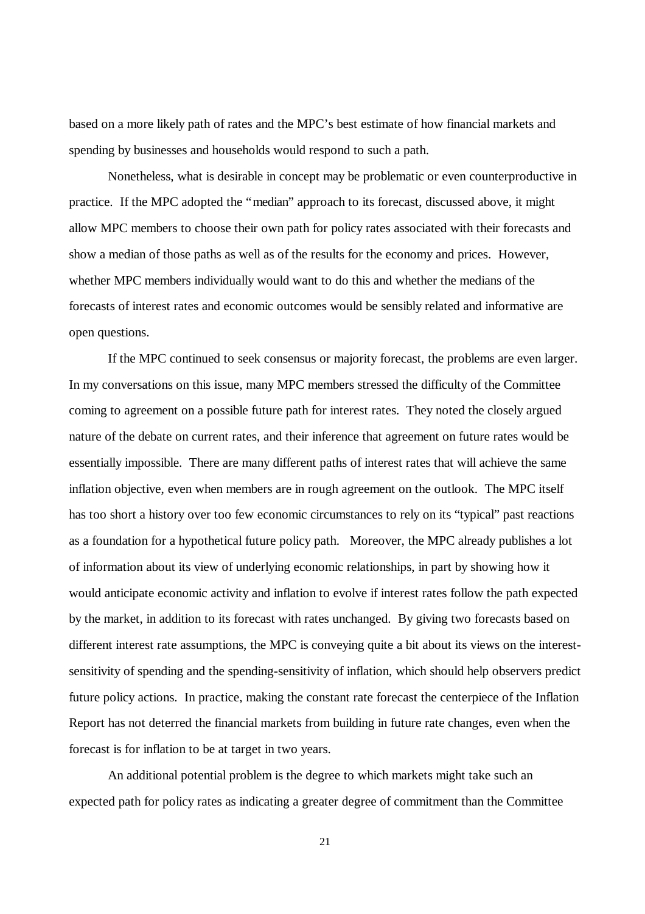based on a more likely path of rates and the MPC's best estimate of how financial markets and spending by businesses and households would respond to such a path.

Nonetheless, what is desirable in concept may be problematic or even counterproductive in practice. If the MPC adopted the "median" approach to its forecast, discussed above, it might allow MPC members to choose their own path for policy rates associated with their forecasts and show a median of those paths as well as of the results for the economy and prices. However, whether MPC members individually would want to do this and whether the medians of the forecasts of interest rates and economic outcomes would be sensibly related and informative are open questions.

If the MPC continued to seek consensus or majority forecast, the problems are even larger. In my conversations on this issue, many MPC members stressed the difficulty of the Committee coming to agreement on a possible future path for interest rates. They noted the closely argued nature of the debate on current rates, and their inference that agreement on future rates would be essentially impossible. There are many different paths of interest rates that will achieve the same inflation objective, even when members are in rough agreement on the outlook. The MPC itself has too short a history over too few economic circumstances to rely on its "typical" past reactions as a foundation for a hypothetical future policy path. Moreover, the MPC already publishes a lot of information about its view of underlying economic relationships, in part by showing how it would anticipate economic activity and inflation to evolve if interest rates follow the path expected by the market, in addition to its forecast with rates unchanged. By giving two forecasts based on different interest rate assumptions, the MPC is conveying quite a bit about its views on the interest-sensitivity of spending and the spending-sensitivity of inflation, which should help observers predict future policy actions. In practice, making the constant rate forecast the centerpiece of the Inflation Report has not deterred the financial markets from building in future rate changes, even when the forecast is for inflation to be at target in two years.

An additional potential problem is the degree to which markets might take such an expected path for policy rates as indicating a greater degree of commitment than the Committee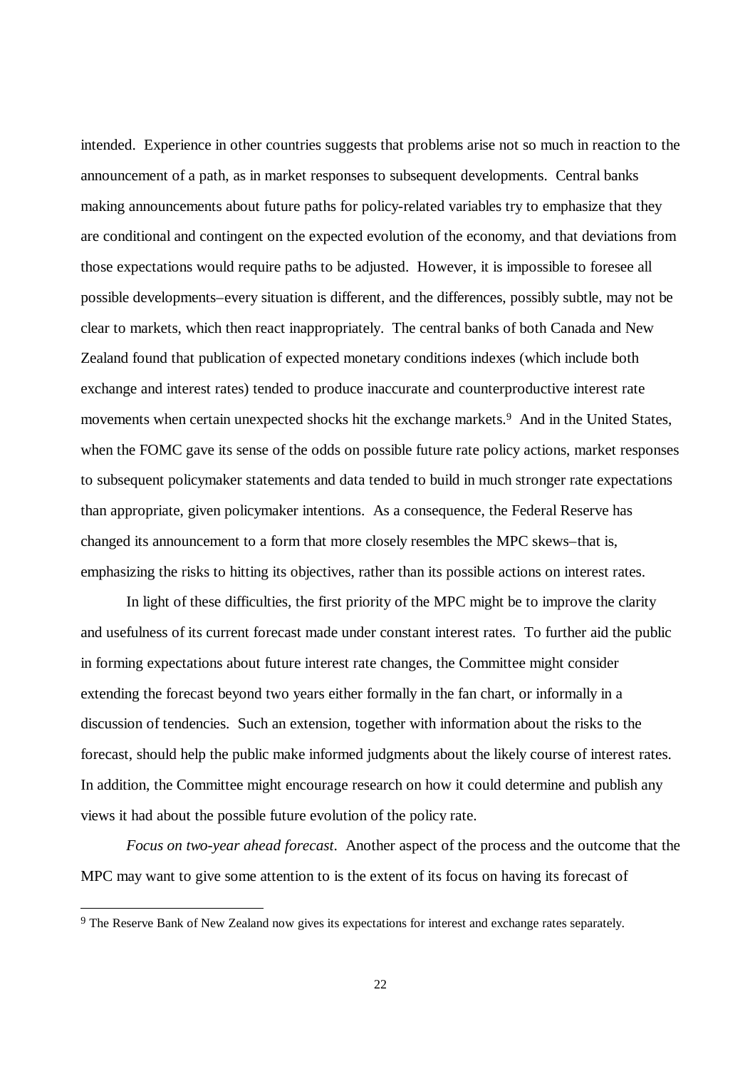intended. Experience in other countries suggests that problems arise not so much in reaction to the announcement of a path, as in market responses to subsequent developments. Central banks making announcements about future paths for policy-related variables try to emphasize that they are conditional and contingent on the expected evolution of the economy, and that deviations from those expectations would require paths to be adjusted. However, it is impossible to foresee all possible developments–every situation is different, and the differences, possibly subtle, may not be clear to markets, which then react inappropriately. The central banks of both Canada and New Zealand found that publication of expected monetary conditions indexes (which include both exchange and interest rates) tended to produce inaccurate and counterproductive interest rate movements when certain unexpected shocks hit the exchange markets.[9] And in the United States, when the FOMC gave its sense of the odds on possible future rate policy actions, market responses to subsequent policymaker statements and data tended to build in much stronger rate expectations than appropriate, given policymaker intentions. As a consequence, the Federal Reserve has changed its announcement to a form that more closely resembles the MPC skews–that is, emphasizing the risks to hitting its objectives, rather than its possible actions on interest rates.

In light of these difficulties, the first priority of the MPC might be to improve the clarity and usefulness of its current forecast made under constant interest rates. To further aid the public in forming expectations about future interest rate changes, the Committee might consider extending the forecast beyond two years either formally in the fan chart, or informally in a discussion of tendencies. Such an extension, together with information about the risks to the forecast, should help the public make informed judgments about the likely course of interest rates. In addition, the Committee might encourage research on how it could determine and publish any views it had about the possible future evolution of the policy rate.

*Focus on two-year ahead forecast.* Another aspect of the process and the outcome that the MPC may want to give some attention to is the extent of its focus on having its forecast of

[9] The Reserve Bank of New Zealand now gives its expectations for interest and exchange rates separately.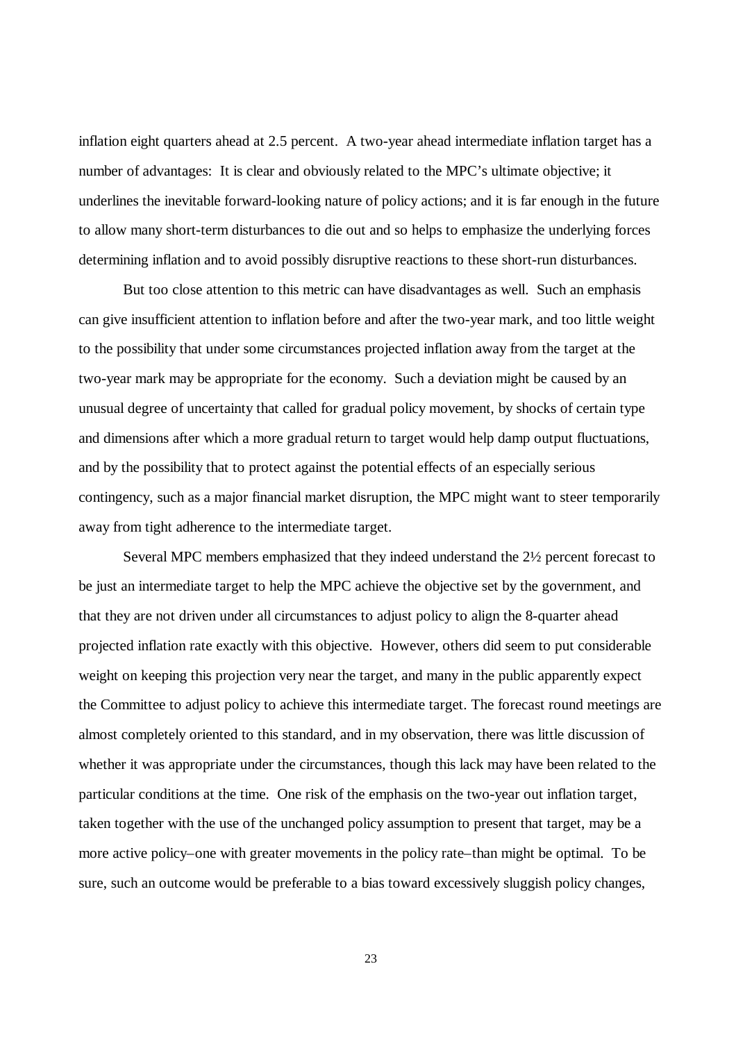inflation eight quarters ahead at 2.5 percent. A two-year ahead intermediate inflation target has a number of advantages: It is clear and obviously related to the MPC's ultimate objective; it underlines the inevitable forward-looking nature of policy actions; and it is far enough in the future to allow many short-term disturbances to die out and so helps to emphasize the underlying forces determining inflation and to avoid possibly disruptive reactions to these short-run disturbances.

But too close attention to this metric can have disadvantages as well. Such an emphasis can give insufficient attention to inflation before and after the two-year mark, and too little weight to the possibility that under some circumstances projected inflation away from the target at the two-year mark may be appropriate for the economy. Such a deviation might be caused by an unusual degree of uncertainty that called for gradual policy movement, by shocks of certain type and dimensions after which a more gradual return to target would help damp output fluctuations, and by the possibility that to protect against the potential effects of an especially serious contingency, such as a major financial market disruption, the MPC might want to steer temporarily away from tight adherence to the intermediate target.

Several MPC members emphasized that they indeed understand the 2½ percent forecast to be just an intermediate target to help the MPC achieve the objective set by the government, and that they are not driven under all circumstances to adjust policy to align the 8-quarter ahead projected inflation rate exactly with this objective. However, others did seem to put considerable weight on keeping this projection very near the target, and many in the public apparently expect the Committee to adjust policy to achieve this intermediate target. The forecast round meetings are almost completely oriented to this standard, and in my observation, there was little discussion of whether it was appropriate under the circumstances, though this lack may have been related to the particular conditions at the time. One risk of the emphasis on the two-year out inflation target, taken together with the use of the unchanged policy assumption to present that target, may be a more active policy–one with greater movements in the policy rate–than might be optimal. To be sure, such an outcome would be preferable to a bias toward excessively sluggish policy changes,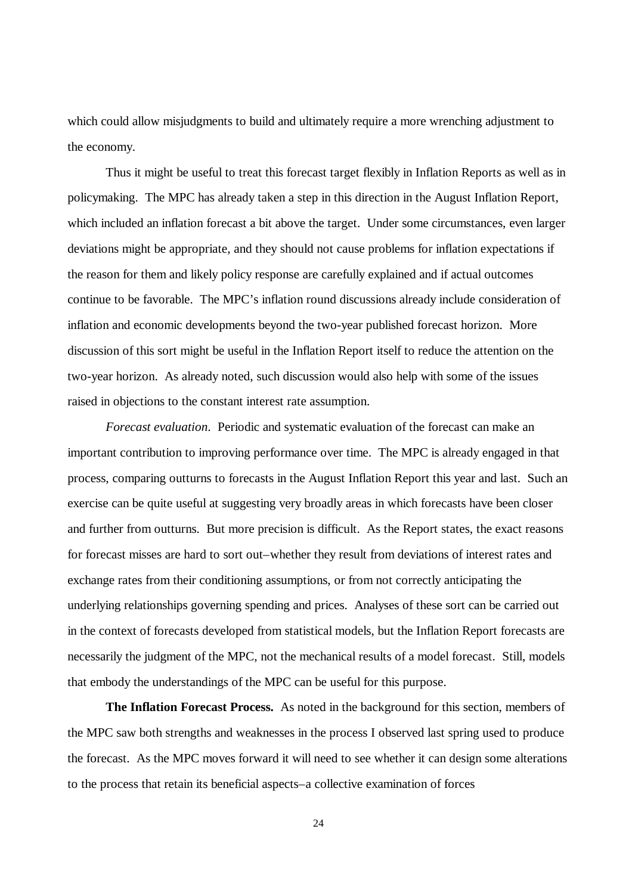which could allow misjudgments to build and ultimately require a more wrenching adjustment to the economy.

Thus it might be useful to treat this forecast target flexibly in Inflation Reports as well as in policymaking. The MPC has already taken a step in this direction in the August Inflation Report, which included an inflation forecast a bit above the target. Under some circumstances, even larger deviations might be appropriate, and they should not cause problems for inflation expectations if the reason for them and likely policy response are carefully explained and if actual outcomes continue to be favorable. The MPC's inflation round discussions already include consideration of inflation and economic developments beyond the two-year published forecast horizon. More discussion of this sort might be useful in the Inflation Report itself to reduce the attention on the two-year horizon. As already noted, such discussion would also help with some of the issues raised in objections to the constant interest rate assumption.

*Forecast evaluation.* Periodic and systematic evaluation of the forecast can make an important contribution to improving performance over time. The MPC is already engaged in that process, comparing outturns to forecasts in the August Inflation Report this year and last. Such an exercise can be quite useful at suggesting very broadly areas in which forecasts have been closer and further from outturns. But more precision is difficult. As the Report states, the exact reasons for forecast misses are hard to sort out–whether they result from deviations of interest rates and exchange rates from their conditioning assumptions, or from not correctly anticipating the underlying relationships governing spending and prices. Analyses of these sort can be carried out in the context of forecasts developed from statistical models, but the Inflation Report forecasts are necessarily the judgment of the MPC, not the mechanical results of a model forecast. Still, models that embody the understandings of the MPC can be useful for this purpose.

**The Inflation Forecast Process.** As noted in the background for this section, members of the MPC saw both strengths and weaknesses in the process I observed last spring used to produce the forecast. As the MPC moves forward it will need to see whether it can design some alterations to the process that retain its beneficial aspects–a collective examination of forces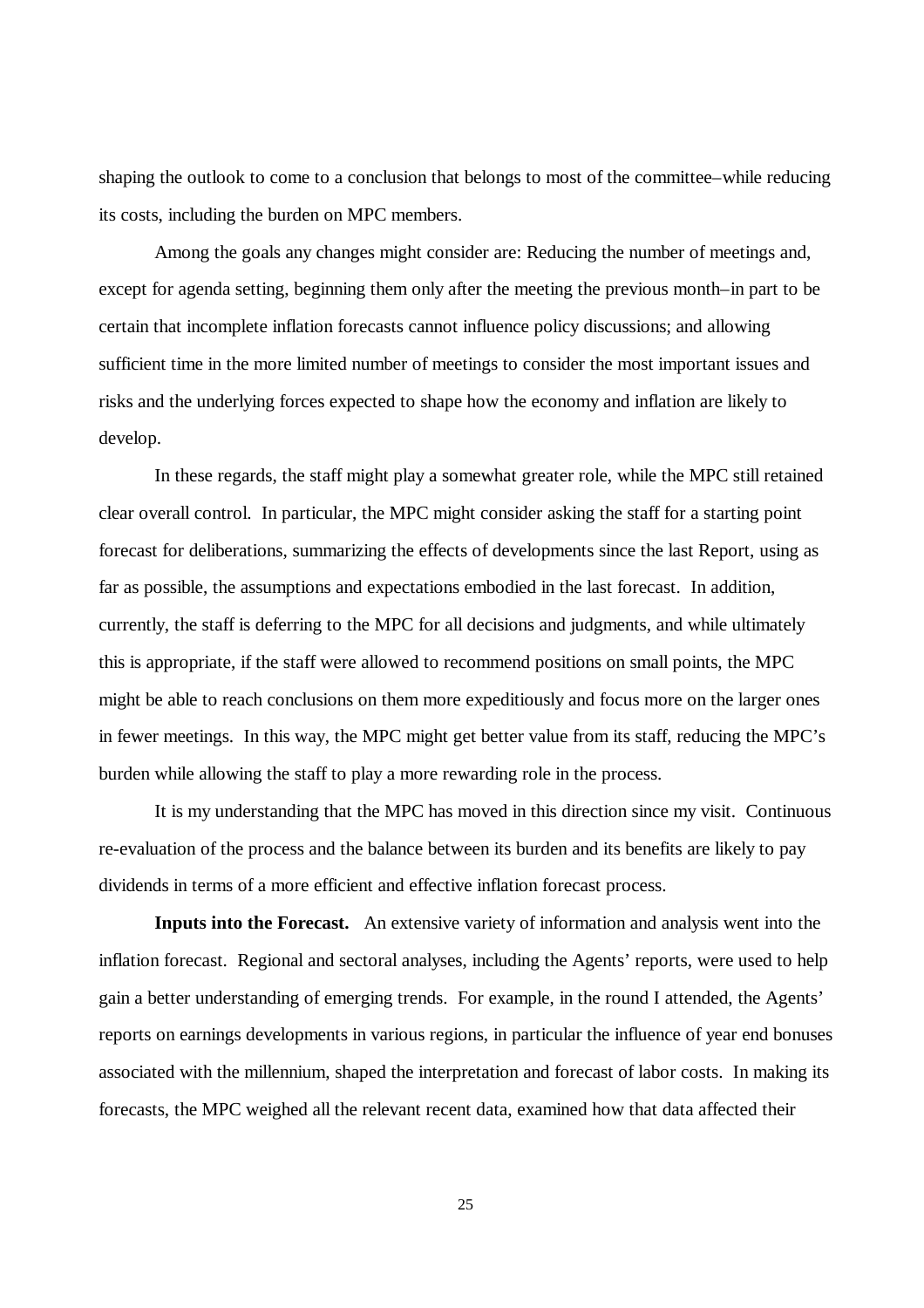shaping the outlook to come to a conclusion that belongs to most of the committee–while reducing its costs, including the burden on MPC members.

Among the goals any changes might consider are: Reducing the number of meetings and, except for agenda setting, beginning them only after the meeting the previous month–in part to be certain that incomplete inflation forecasts cannot influence policy discussions; and allowing sufficient time in the more limited number of meetings to consider the most important issues and risks and the underlying forces expected to shape how the economy and inflation are likely to develop.

In these regards, the staff might play a somewhat greater role, while the MPC still retained clear overall control. In particular, the MPC might consider asking the staff for a starting point forecast for deliberations, summarizing the effects of developments since the last Report, using as far as possible, the assumptions and expectations embodied in the last forecast. In addition, currently, the staff is deferring to the MPC for all decisions and judgments, and while ultimately this is appropriate, if the staff were allowed to recommend positions on small points, the MPC might be able to reach conclusions on them more expeditiously and focus more on the larger ones in fewer meetings. In this way, the MPC might get better value from its staff, reducing the MPC's burden while allowing the staff to play a more rewarding role in the process.

It is my understanding that the MPC has moved in this direction since my visit. Continuous re-evaluation of the process and the balance between its burden and its benefits are likely to pay dividends in terms of a more efficient and effective inflation forecast process.

**Inputs into the Forecast.** An extensive variety of information and analysis went into the inflation forecast. Regional and sectoral analyses, including the Agents' reports, were used to help gain a better understanding of emerging trends. For example, in the round I attended, the Agents' reports on earnings developments in various regions, in particular the influence of year end bonuses associated with the millennium, shaped the interpretation and forecast of labor costs. In making its forecasts, the MPC weighed all the relevant recent data, examined how that data affected their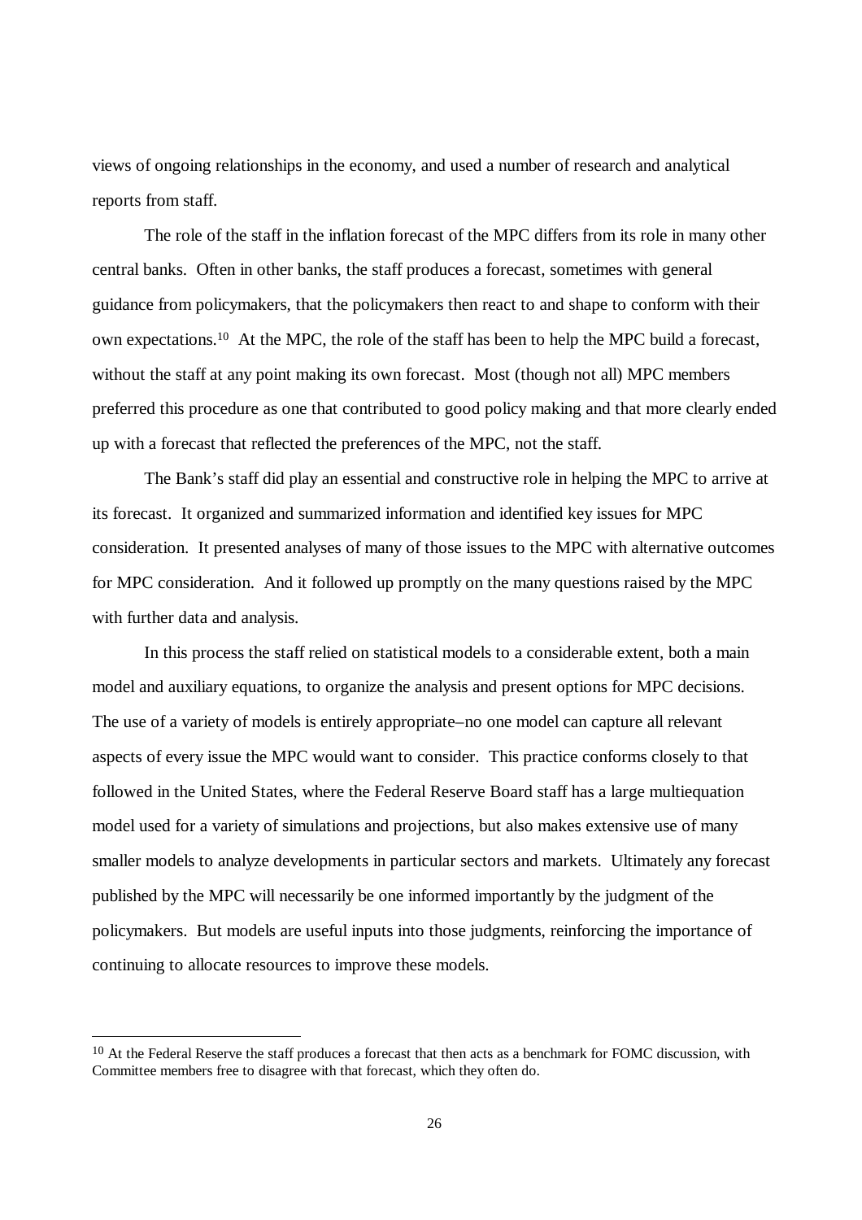views of ongoing relationships in the economy, and used a number of research and analytical reports from staff.

The role of the staff in the inflation forecast of the MPC differs from its role in many other central banks. Often in other banks, the staff produces a forecast, sometimes with general guidance from policymakers, that the policymakers then react to and shape to conform with their own expectations.[10] At the MPC, the role of the staff has been to help the MPC build a forecast, without the staff at any point making its own forecast. Most (though not all) MPC members preferred this procedure as one that contributed to good policy making and that more clearly ended up with a forecast that reflected the preferences of the MPC, not the staff.

The Bank's staff did play an essential and constructive role in helping the MPC to arrive at its forecast. It organized and summarized information and identified key issues for MPC consideration. It presented analyses of many of those issues to the MPC with alternative outcomes for MPC consideration. And it followed up promptly on the many questions raised by the MPC with further data and analysis.

In this process the staff relied on statistical models to a considerable extent, both a main model and auxiliary equations, to organize the analysis and present options for MPC decisions. The use of a variety of models is entirely appropriate–no one model can capture all relevant aspects of every issue the MPC would want to consider. This practice conforms closely to that followed in the United States, where the Federal Reserve Board staff has a large multiequation model used for a variety of simulations and projections, but also makes extensive use of many smaller models to analyze developments in particular sectors and markets. Ultimately any forecast published by the MPC will necessarily be one informed importantly by the judgment of the policymakers. But models are useful inputs into those judgments, reinforcing the importance of continuing to allocate resources to improve these models.

---

[10] At the Federal Reserve the staff produces a forecast that then acts as a benchmark for FOMC discussion, with Committee members free to disagree with that forecast, which they often do.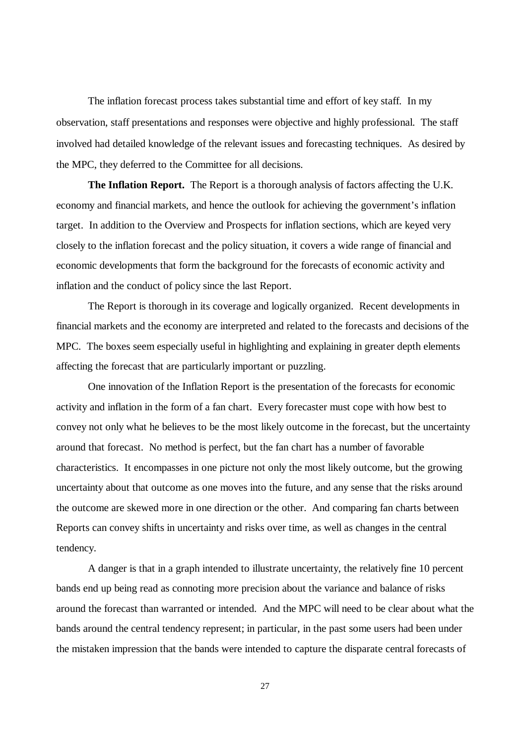The inflation forecast process takes substantial time and effort of key staff. In my observation, staff presentations and responses were objective and highly professional. The staff involved had detailed knowledge of the relevant issues and forecasting techniques. As desired by the MPC, they deferred to the Committee for all decisions.

**The Inflation Report.** The Report is a thorough analysis of factors affecting the U.K. economy and financial markets, and hence the outlook for achieving the government's inflation target. In addition to the Overview and Prospects for inflation sections, which are keyed very closely to the inflation forecast and the policy situation, it covers a wide range of financial and economic developments that form the background for the forecasts of economic activity and inflation and the conduct of policy since the last Report.

The Report is thorough in its coverage and logically organized. Recent developments in financial markets and the economy are interpreted and related to the forecasts and decisions of the MPC. The boxes seem especially useful in highlighting and explaining in greater depth elements affecting the forecast that are particularly important or puzzling.

One innovation of the Inflation Report is the presentation of the forecasts for economic activity and inflation in the form of a fan chart. Every forecaster must cope with how best to convey not only what he believes to be the most likely outcome in the forecast, but the uncertainty around that forecast. No method is perfect, but the fan chart has a number of favorable characteristics. It encompasses in one picture not only the most likely outcome, but the growing uncertainty about that outcome as one moves into the future, and any sense that the risks around the outcome are skewed more in one direction or the other. And comparing fan charts between Reports can convey shifts in uncertainty and risks over time, as well as changes in the central tendency.

A danger is that in a graph intended to illustrate uncertainty, the relatively fine 10 percent bands end up being read as connoting more precision about the variance and balance of risks around the forecast than warranted or intended. And the MPC will need to be clear about what the bands around the central tendency represent; in particular, in the past some users had been under the mistaken impression that the bands were intended to capture the disparate central forecasts of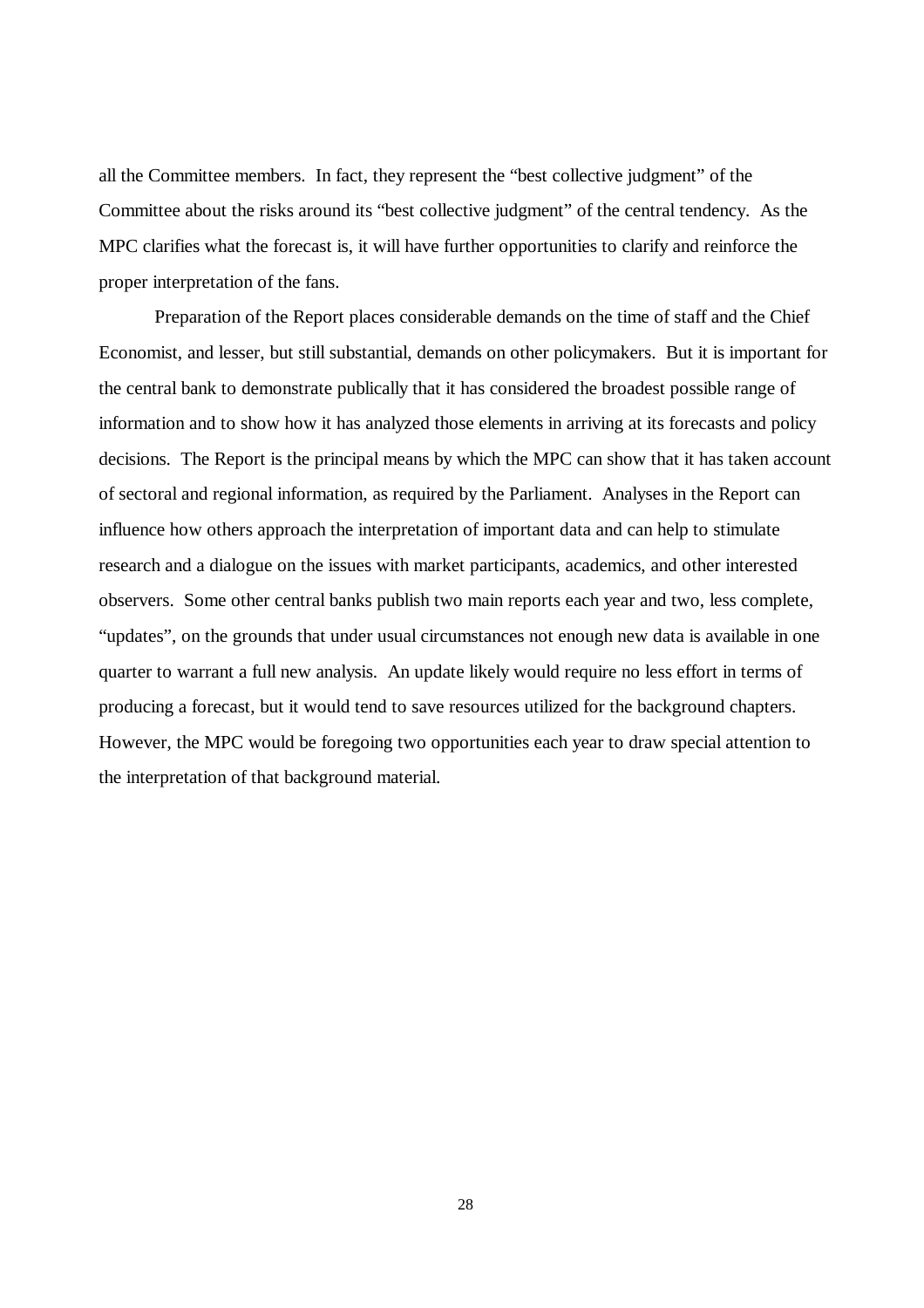all the Committee members. In fact, they represent the "best collective judgment" of the Committee about the risks around its "best collective judgment" of the central tendency. As the MPC clarifies what the forecast is, it will have further opportunities to clarify and reinforce the proper interpretation of the fans.

Preparation of the Report places considerable demands on the time of staff and the Chief Economist, and lesser, but still substantial, demands on other policymakers. But it is important for the central bank to demonstrate publically that it has considered the broadest possible range of information and to show how it has analyzed those elements in arriving at its forecasts and policy decisions. The Report is the principal means by which the MPC can show that it has taken account of sectoral and regional information, as required by the Parliament. Analyses in the Report can influence how others approach the interpretation of important data and can help to stimulate research and a dialogue on the issues with market participants, academics, and other interested observers. Some other central banks publish two main reports each year and two, less complete, "updates", on the grounds that under usual circumstances not enough new data is available in one quarter to warrant a full new analysis. An update likely would require no less effort in terms of producing a forecast, but it would tend to save resources utilized for the background chapters. However, the MPC would be foregoing two opportunities each year to draw special attention to the interpretation of that background material.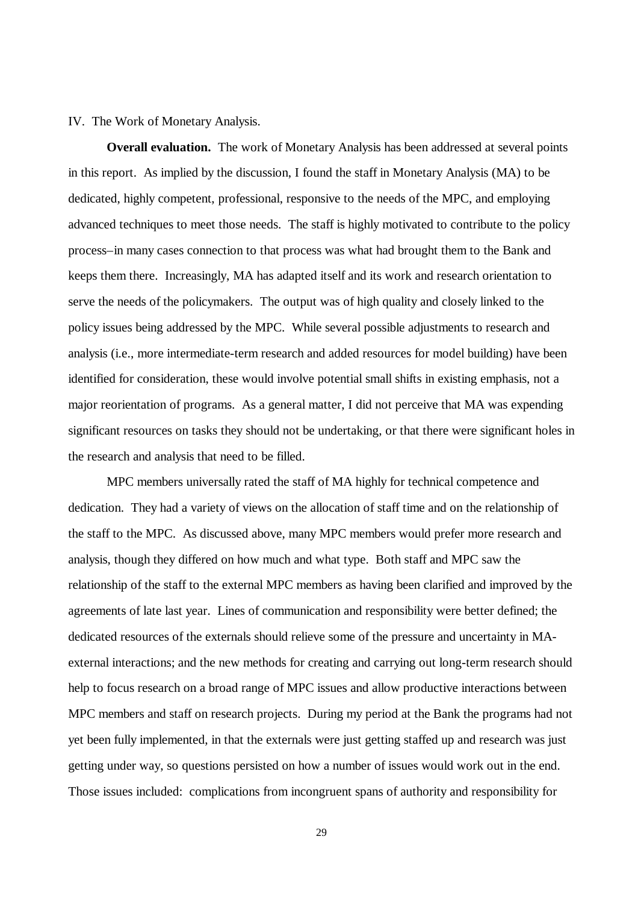IV. The Work of Monetary Analysis.

**Overall evaluation.** The work of Monetary Analysis has been addressed at several points in this report. As implied by the discussion, I found the staff in Monetary Analysis (MA) to be dedicated, highly competent, professional, responsive to the needs of the MPC, and employing advanced techniques to meet those needs. The staff is highly motivated to contribute to the policy process–in many cases connection to that process was what had brought them to the Bank and keeps them there. Increasingly, MA has adapted itself and its work and research orientation to serve the needs of the policymakers. The output was of high quality and closely linked to the policy issues being addressed by the MPC. While several possible adjustments to research and analysis (i.e., more intermediate-term research and added resources for model building) have been identified for consideration, these would involve potential small shifts in existing emphasis, not a major reorientation of programs. As a general matter, I did not perceive that MA was expending significant resources on tasks they should not be undertaking, or that there were significant holes in the research and analysis that need to be filled.

MPC members universally rated the staff of MA highly for technical competence and dedication. They had a variety of views on the allocation of staff time and on the relationship of the staff to the MPC. As discussed above, many MPC members would prefer more research and analysis, though they differed on how much and what type. Both staff and MPC saw the relationship of the staff to the external MPC members as having been clarified and improved by the agreements of late last year. Lines of communication and responsibility were better defined; the dedicated resources of the externals should relieve some of the pressure and uncertainty in MA-external interactions; and the new methods for creating and carrying out long-term research should help to focus research on a broad range of MPC issues and allow productive interactions between MPC members and staff on research projects. During my period at the Bank the programs had not yet been fully implemented, in that the externals were just getting staffed up and research was just getting under way, so questions persisted on how a number of issues would work out in the end. Those issues included: complications from incongruent spans of authority and responsibility for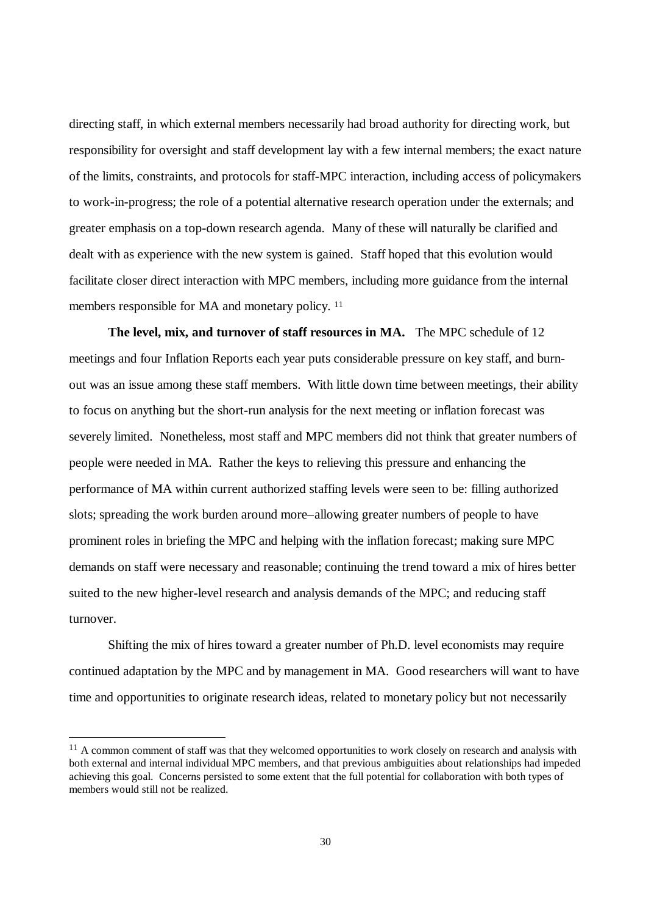directing staff, in which external members necessarily had broad authority for directing work, but responsibility for oversight and staff development lay with a few internal members; the exact nature of the limits, constraints, and protocols for staff-MPC interaction, including access of policymakers to work-in-progress; the role of a potential alternative research operation under the externals; and greater emphasis on a top-down research agenda. Many of these will naturally be clarified and dealt with as experience with the new system is gained. Staff hoped that this evolution would facilitate closer direct interaction with MPC members, including more guidance from the internal members responsible for MA and monetary policy. [11]

**The level, mix, and turnover of staff resources in MA.** The MPC schedule of 12 meetings and four Inflation Reports each year puts considerable pressure on key staff, and burn-out was an issue among these staff members. With little down time between meetings, their ability to focus on anything but the short-run analysis for the next meeting or inflation forecast was severely limited. Nonetheless, most staff and MPC members did not think that greater numbers of people were needed in MA. Rather the keys to relieving this pressure and enhancing the performance of MA within current authorized staffing levels were seen to be: filling authorized slots; spreading the work burden around more–allowing greater numbers of people to have prominent roles in briefing the MPC and helping with the inflation forecast; making sure MPC demands on staff were necessary and reasonable; continuing the trend toward a mix of hires better suited to the new higher-level research and analysis demands of the MPC; and reducing staff turnover.

Shifting the mix of hires toward a greater number of Ph.D. level economists may require continued adaptation by the MPC and by management in MA. Good researchers will want to have time and opportunities to originate research ideas, related to monetary policy but not necessarily

---

[11] A common comment of staff was that they welcomed opportunities to work closely on research and analysis with both external and internal individual MPC members, and that previous ambiguities about relationships had impeded achieving this goal. Concerns persisted to some extent that the full potential for collaboration with both types of members would still not be realized.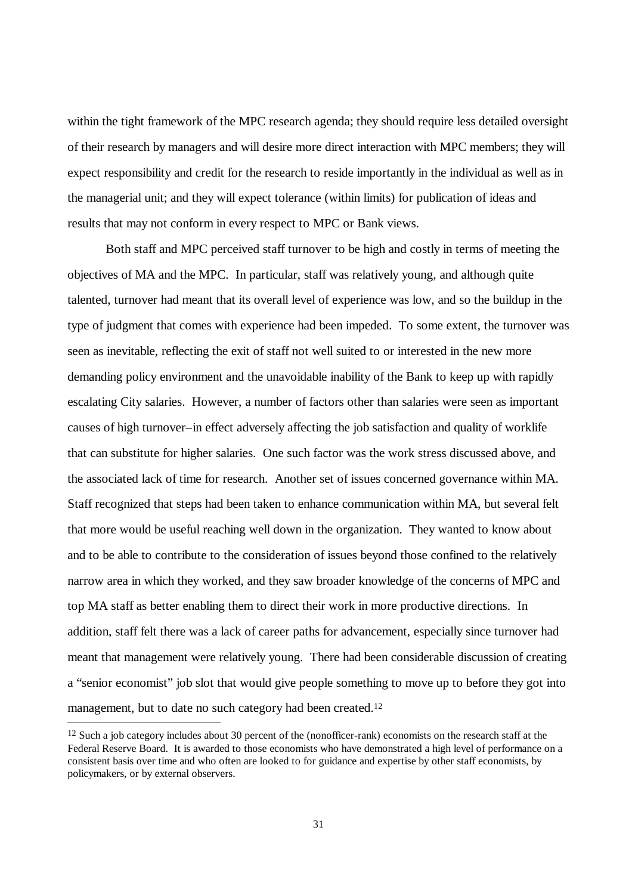within the tight framework of the MPC research agenda; they should require less detailed oversight of their research by managers and will desire more direct interaction with MPC members; they will expect responsibility and credit for the research to reside importantly in the individual as well as in the managerial unit; and they will expect tolerance (within limits) for publication of ideas and results that may not conform in every respect to MPC or Bank views.

Both staff and MPC perceived staff turnover to be high and costly in terms of meeting the objectives of MA and the MPC. In particular, staff was relatively young, and although quite talented, turnover had meant that its overall level of experience was low, and so the buildup in the type of judgment that comes with experience had been impeded. To some extent, the turnover was seen as inevitable, reflecting the exit of staff not well suited to or interested in the new more demanding policy environment and the unavoidable inability of the Bank to keep up with rapidly escalating City salaries. However, a number of factors other than salaries were seen as important causes of high turnover–in effect adversely affecting the job satisfaction and quality of worklife that can substitute for higher salaries. One such factor was the work stress discussed above, and the associated lack of time for research. Another set of issues concerned governance within MA. Staff recognized that steps had been taken to enhance communication within MA, but several felt that more would be useful reaching well down in the organization. They wanted to know about and to be able to contribute to the consideration of issues beyond those confined to the relatively narrow area in which they worked, and they saw broader knowledge of the concerns of MPC and top MA staff as better enabling them to direct their work in more productive directions. In addition, staff felt there was a lack of career paths for advancement, especially since turnover had meant that management were relatively young. There had been considerable discussion of creating a "senior economist" job slot that would give people something to move up to before they got into management, but to date no such category had been created.[12]

[12] Such a job category includes about 30 percent of the (nonofficer-rank) economists on the research staff at the Federal Reserve Board. It is awarded to those economists who have demonstrated a high level of performance on a consistent basis over time and who often are looked to for guidance and expertise by other staff economists, by policymakers, or by external observers.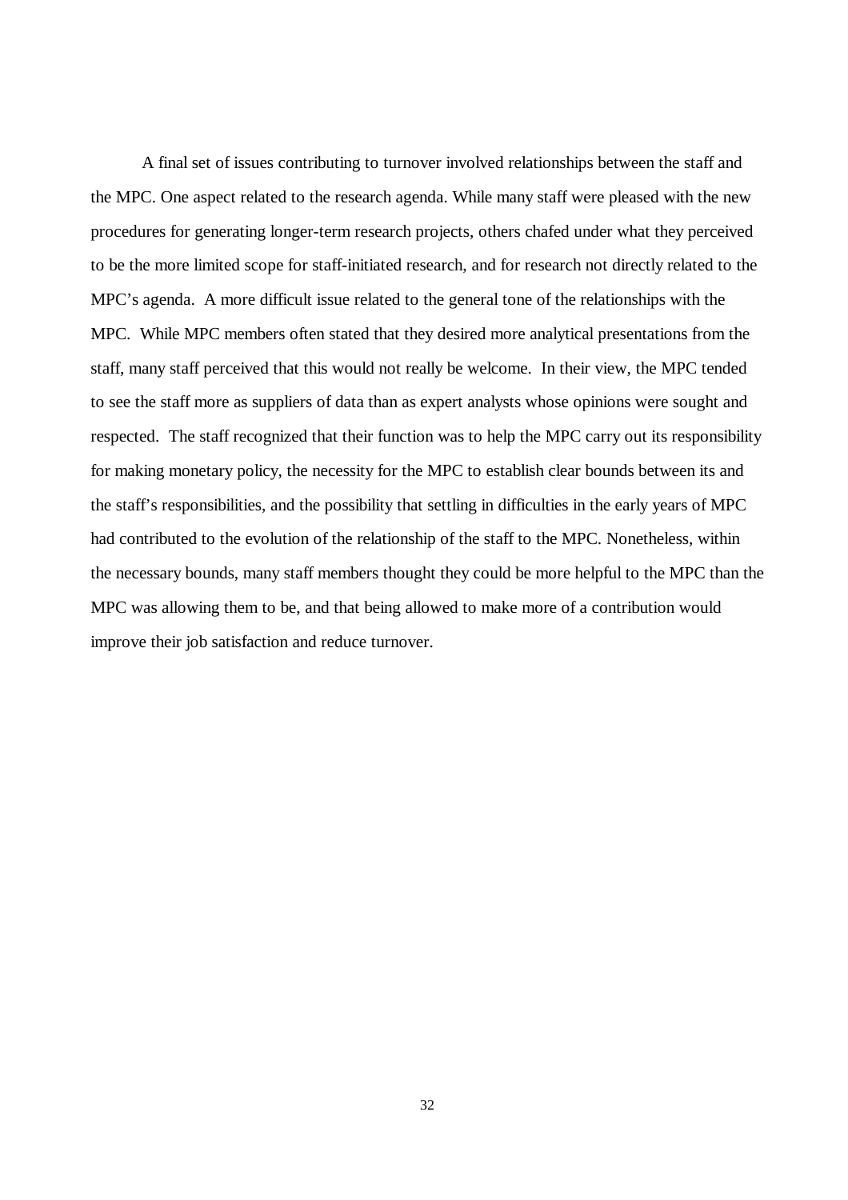A final set of issues contributing to turnover involved relationships between the staff and the MPC. One aspect related to the research agenda. While many staff were pleased with the new procedures for generating longer-term research projects, others chafed under what they perceived to be the more limited scope for staff-initiated research, and for research not directly related to the MPC's agenda. A more difficult issue related to the general tone of the relationships with the MPC. While MPC members often stated that they desired more analytical presentations from the staff, many staff perceived that this would not really be welcome. In their view, the MPC tended to see the staff more as suppliers of data than as expert analysts whose opinions were sought and respected. The staff recognized that their function was to help the MPC carry out its responsibility for making monetary policy, the necessity for the MPC to establish clear bounds between its and the staff's responsibilities, and the possibility that settling in difficulties in the early years of MPC had contributed to the evolution of the relationship of the staff to the MPC. Nonetheless, within the necessary bounds, many staff members thought they could be more helpful to the MPC than the MPC was allowing them to be, and that being allowed to make more of a contribution would improve their job satisfaction and reduce turnover.